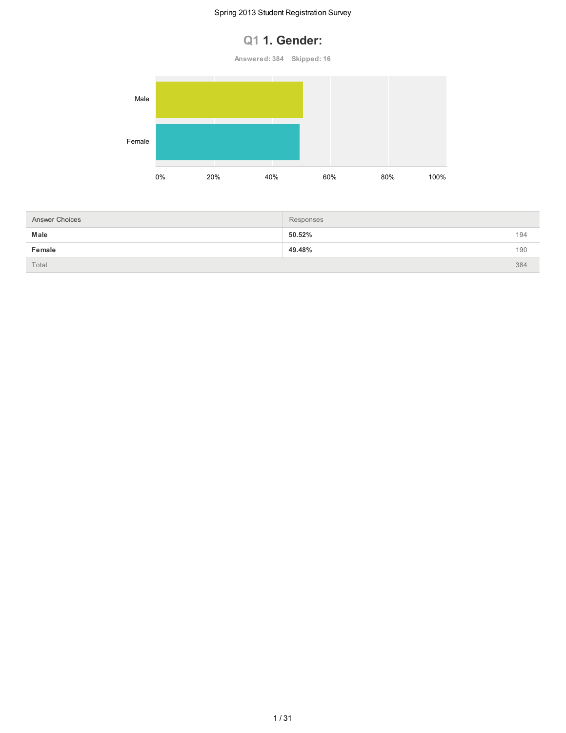# Q1 1. Gender:

Answered: 384 Skipped: 16

| Answer Choices | Responses | |
|---|---|---|
| **Male** | **50.52%** | 194 |
| **Female** | **49.48%** | 190 |
| Total | | 384 |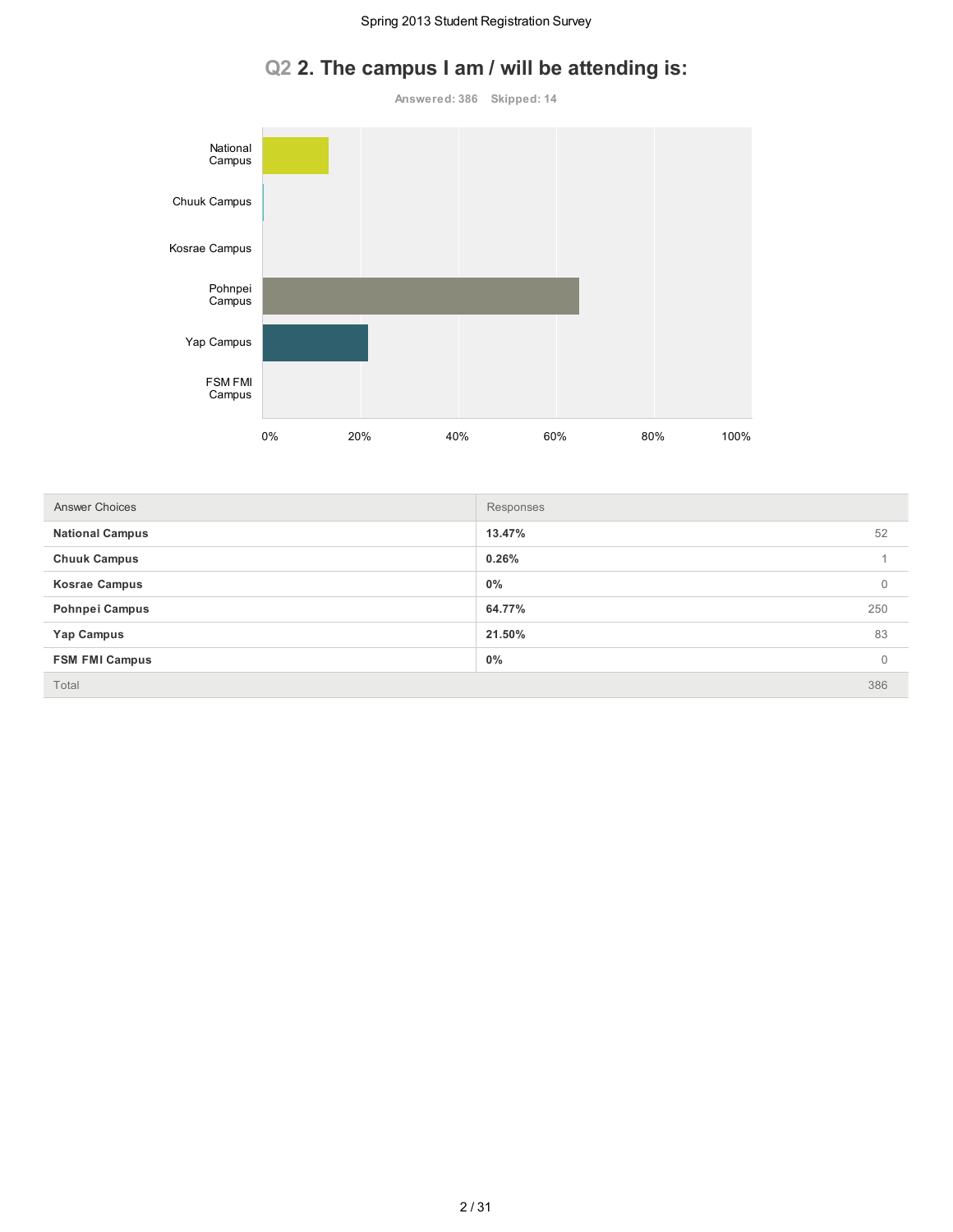## Q2 2. The campus I am / will be attending is:

Answered: 386 Skipped: 14

| Answer Choices | Responses | |
|---|---|---|
| National Campus | 13.47% | 52 |
| Chuuk Campus | 0.26% | 1 |
| Kosrae Campus | 0% | 0 |
| Pohnpei Campus | 64.77% | 250 |
| Yap Campus | 21.50% | 83 |
| FSM FMI Campus | 0% | 0 |
| Total | | 386 |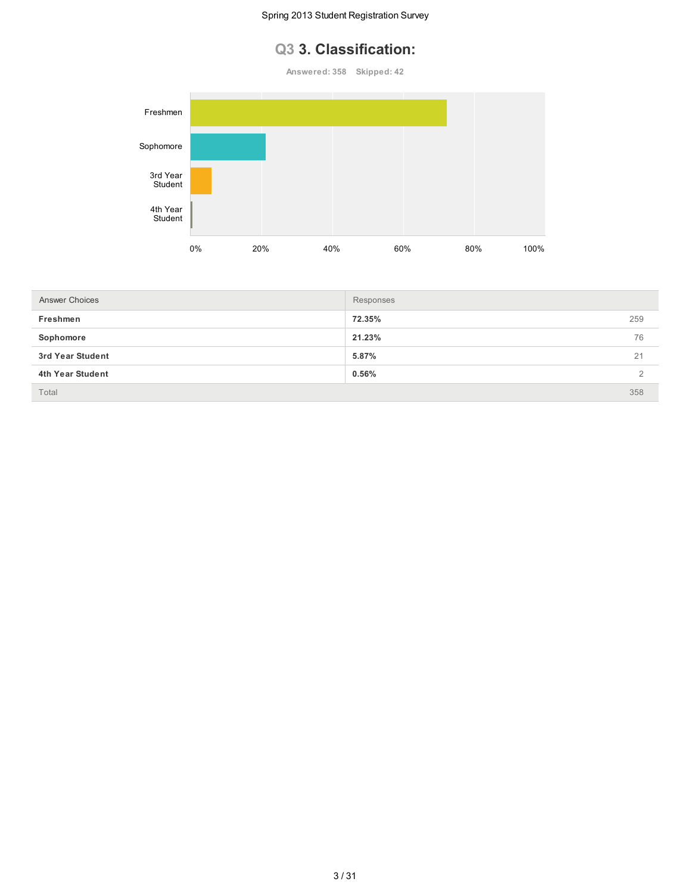## Q3 3. Classification:

Answered: 358 Skipped: 42

| Answer Choices | Responses | |
|---|---|---|
| **Freshmen** | **72.35%** | 259 |
| **Sophomore** | **21.23%** | 76 |
| **3rd Year Student** | **5.87%** | 21 |
| **4th Year Student** | **0.56%** | 2 |
| Total | | 358 |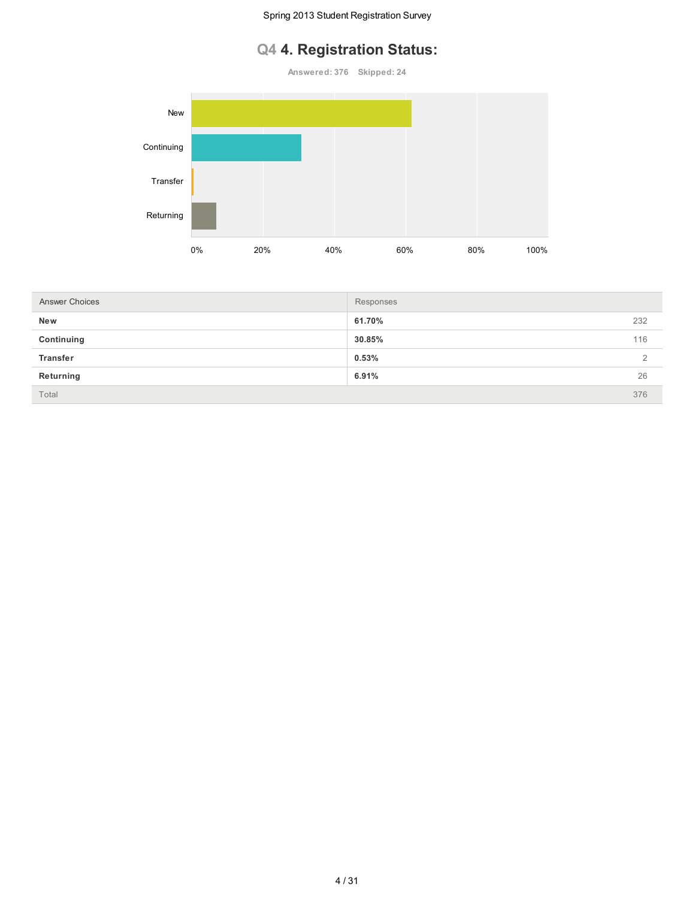# Q4 4. Registration Status:

**Answered: 376 Skipped: 24**

| Answer Choices | Responses | |
|---|---|---|
| **New** | **61.70%** | 232 |
| **Continuing** | **30.85%** | 116 |
| **Transfer** | **0.53%** | 2 |
| **Returning** | **6.91%** | 26 |
| Total | | 376 |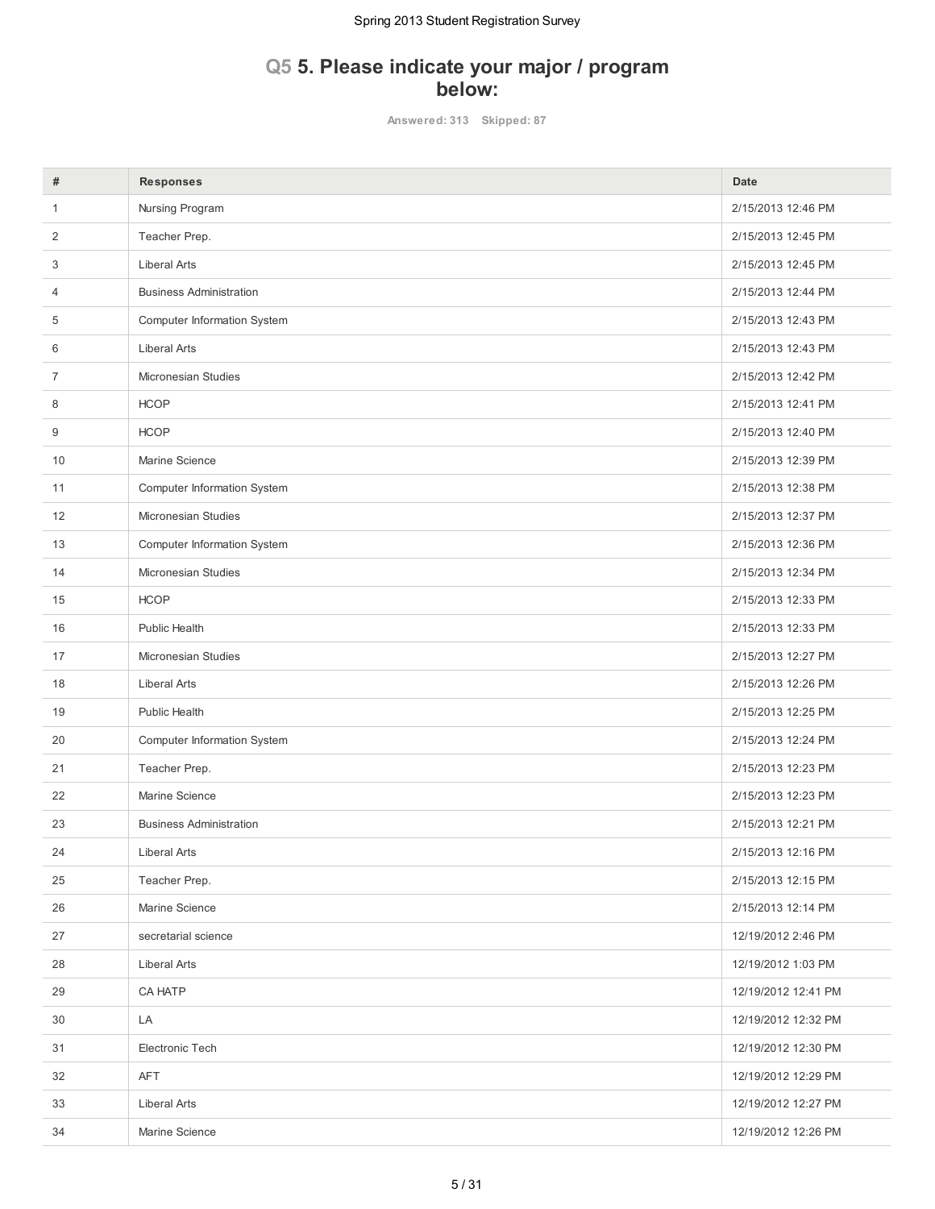## Q5 5. Please indicate your major / program below:

Answered: 313 Skipped: 87

| # | Responses | Date |
|---|---|---|
| 1 | Nursing Program | 2/15/2013 12:46 PM |
| 2 | Teacher Prep. | 2/15/2013 12:45 PM |
| 3 | Liberal Arts | 2/15/2013 12:45 PM |
| 4 | Business Administration | 2/15/2013 12:44 PM |
| 5 | Computer Information System | 2/15/2013 12:43 PM |
| 6 | Liberal Arts | 2/15/2013 12:43 PM |
| 7 | Micronesian Studies | 2/15/2013 12:42 PM |
| 8 | HCOP | 2/15/2013 12:41 PM |
| 9 | HCOP | 2/15/2013 12:40 PM |
| 10 | Marine Science | 2/15/2013 12:39 PM |
| 11 | Computer Information System | 2/15/2013 12:38 PM |
| 12 | Micronesian Studies | 2/15/2013 12:37 PM |
| 13 | Computer Information System | 2/15/2013 12:36 PM |
| 14 | Micronesian Studies | 2/15/2013 12:34 PM |
| 15 | HCOP | 2/15/2013 12:33 PM |
| 16 | Public Health | 2/15/2013 12:33 PM |
| 17 | Micronesian Studies | 2/15/2013 12:27 PM |
| 18 | Liberal Arts | 2/15/2013 12:26 PM |
| 19 | Public Health | 2/15/2013 12:25 PM |
| 20 | Computer Information System | 2/15/2013 12:24 PM |
| 21 | Teacher Prep. | 2/15/2013 12:23 PM |
| 22 | Marine Science | 2/15/2013 12:23 PM |
| 23 | Business Administration | 2/15/2013 12:21 PM |
| 24 | Liberal Arts | 2/15/2013 12:16 PM |
| 25 | Teacher Prep. | 2/15/2013 12:15 PM |
| 26 | Marine Science | 2/15/2013 12:14 PM |
| 27 | secretarial science | 12/19/2012 2:46 PM |
| 28 | Liberal Arts | 12/19/2012 1:03 PM |
| 29 | CA HATP | 12/19/2012 12:41 PM |
| 30 | LA | 12/19/2012 12:32 PM |
| 31 | Electronic Tech | 12/19/2012 12:30 PM |
| 32 | AFT | 12/19/2012 12:29 PM |
| 33 | Liberal Arts | 12/19/2012 12:27 PM |
| 34 | Marine Science | 12/19/2012 12:26 PM |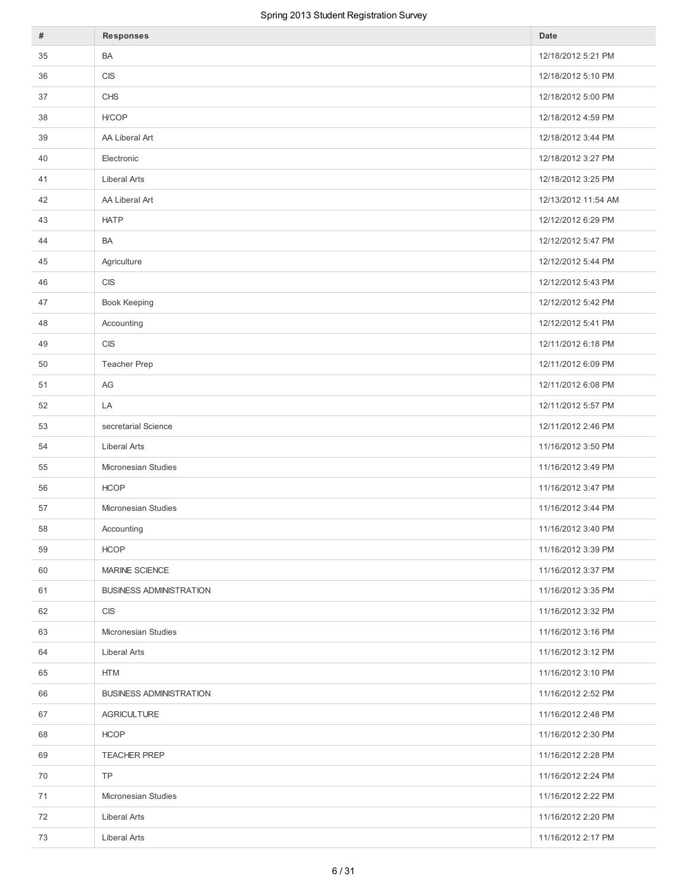| # | Responses | Date |
|---|---|---|
| 35 | BA | 12/18/2012 5:21 PM |
| 36 | CIS | 12/18/2012 5:10 PM |
| 37 | CHS | 12/18/2012 5:00 PM |
| 38 | H/COP | 12/18/2012 4:59 PM |
| 39 | AA Liberal Art | 12/18/2012 3:44 PM |
| 40 | Electronic | 12/18/2012 3:27 PM |
| 41 | Liberal Arts | 12/18/2012 3:25 PM |
| 42 | AA Liberal Art | 12/13/2012 11:54 AM |
| 43 | HATP | 12/12/2012 6:29 PM |
| 44 | BA | 12/12/2012 5:47 PM |
| 45 | Agriculture | 12/12/2012 5:44 PM |
| 46 | CIS | 12/12/2012 5:43 PM |
| 47 | Book Keeping | 12/12/2012 5:42 PM |
| 48 | Accounting | 12/12/2012 5:41 PM |
| 49 | CIS | 12/11/2012 6:18 PM |
| 50 | Teacher Prep | 12/11/2012 6:09 PM |
| 51 | AG | 12/11/2012 6:08 PM |
| 52 | LA | 12/11/2012 5:57 PM |
| 53 | secretarial Science | 12/11/2012 2:46 PM |
| 54 | Liberal Arts | 11/16/2012 3:50 PM |
| 55 | Micronesian Studies | 11/16/2012 3:49 PM |
| 56 | HCOP | 11/16/2012 3:47 PM |
| 57 | Micronesian Studies | 11/16/2012 3:44 PM |
| 58 | Accounting | 11/16/2012 3:40 PM |
| 59 | HCOP | 11/16/2012 3:39 PM |
| 60 | MARINE SCIENCE | 11/16/2012 3:37 PM |
| 61 | BUSINESS ADMINISTRATION | 11/16/2012 3:35 PM |
| 62 | CIS | 11/16/2012 3:32 PM |
| 63 | Micronesian Studies | 11/16/2012 3:16 PM |
| 64 | Liberal Arts | 11/16/2012 3:12 PM |
| 65 | HTM | 11/16/2012 3:10 PM |
| 66 | BUSINESS ADMINISTRATION | 11/16/2012 2:52 PM |
| 67 | AGRICULTURE | 11/16/2012 2:48 PM |
| 68 | HCOP | 11/16/2012 2:30 PM |
| 69 | TEACHER PREP | 11/16/2012 2:28 PM |
| 70 | TP | 11/16/2012 2:24 PM |
| 71 | Micronesian Studies | 11/16/2012 2:22 PM |
| 72 | Liberal Arts | 11/16/2012 2:20 PM |
| 73 | Liberal Arts | 11/16/2012 2:17 PM |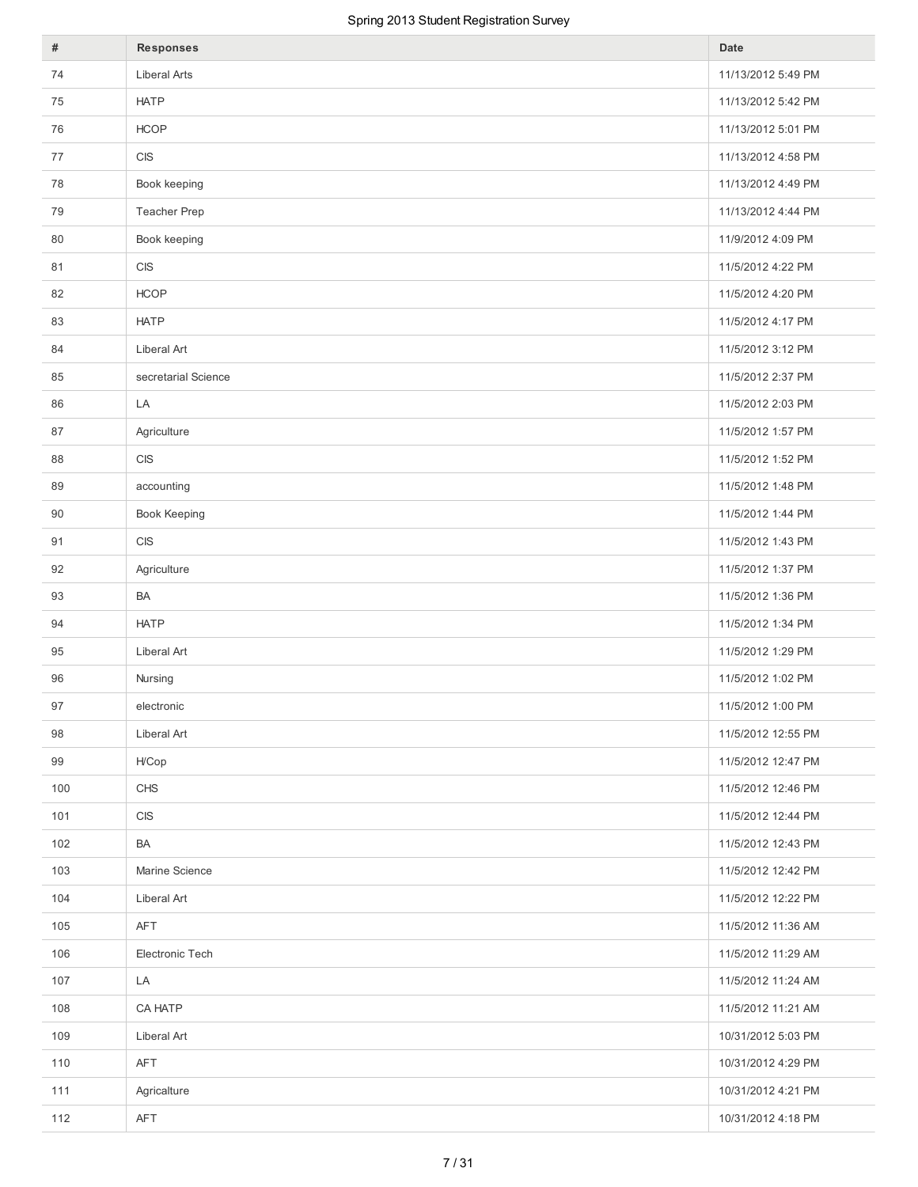| # | Responses | Date |
|---|---|---|
| 74 | Liberal Arts | 11/13/2012 5:49 PM |
| 75 | HATP | 11/13/2012 5:42 PM |
| 76 | HCOP | 11/13/2012 5:01 PM |
| 77 | CIS | 11/13/2012 4:58 PM |
| 78 | Book keeping | 11/13/2012 4:49 PM |
| 79 | Teacher Prep | 11/13/2012 4:44 PM |
| 80 | Book keeping | 11/9/2012 4:09 PM |
| 81 | CIS | 11/5/2012 4:22 PM |
| 82 | HCOP | 11/5/2012 4:20 PM |
| 83 | HATP | 11/5/2012 4:17 PM |
| 84 | Liberal Art | 11/5/2012 3:12 PM |
| 85 | secretarial Science | 11/5/2012 2:37 PM |
| 86 | LA | 11/5/2012 2:03 PM |
| 87 | Agriculture | 11/5/2012 1:57 PM |
| 88 | CIS | 11/5/2012 1:52 PM |
| 89 | accounting | 11/5/2012 1:48 PM |
| 90 | Book Keeping | 11/5/2012 1:44 PM |
| 91 | CIS | 11/5/2012 1:43 PM |
| 92 | Agriculture | 11/5/2012 1:37 PM |
| 93 | BA | 11/5/2012 1:36 PM |
| 94 | HATP | 11/5/2012 1:34 PM |
| 95 | Liberal Art | 11/5/2012 1:29 PM |
| 96 | Nursing | 11/5/2012 1:02 PM |
| 97 | electronic | 11/5/2012 1:00 PM |
| 98 | Liberal Art | 11/5/2012 12:55 PM |
| 99 | H/Cop | 11/5/2012 12:47 PM |
| 100 | CHS | 11/5/2012 12:46 PM |
| 101 | CIS | 11/5/2012 12:44 PM |
| 102 | BA | 11/5/2012 12:43 PM |
| 103 | Marine Science | 11/5/2012 12:42 PM |
| 104 | Liberal Art | 11/5/2012 12:22 PM |
| 105 | AFT | 11/5/2012 11:36 AM |
| 106 | Electronic Tech | 11/5/2012 11:29 AM |
| 107 | LA | 11/5/2012 11:24 AM |
| 108 | CA HATP | 11/5/2012 11:21 AM |
| 109 | Liberal Art | 10/31/2012 5:03 PM |
| 110 | AFT | 10/31/2012 4:29 PM |
| 111 | Agricalture | 10/31/2012 4:21 PM |
| 112 | AFT | 10/31/2012 4:18 PM |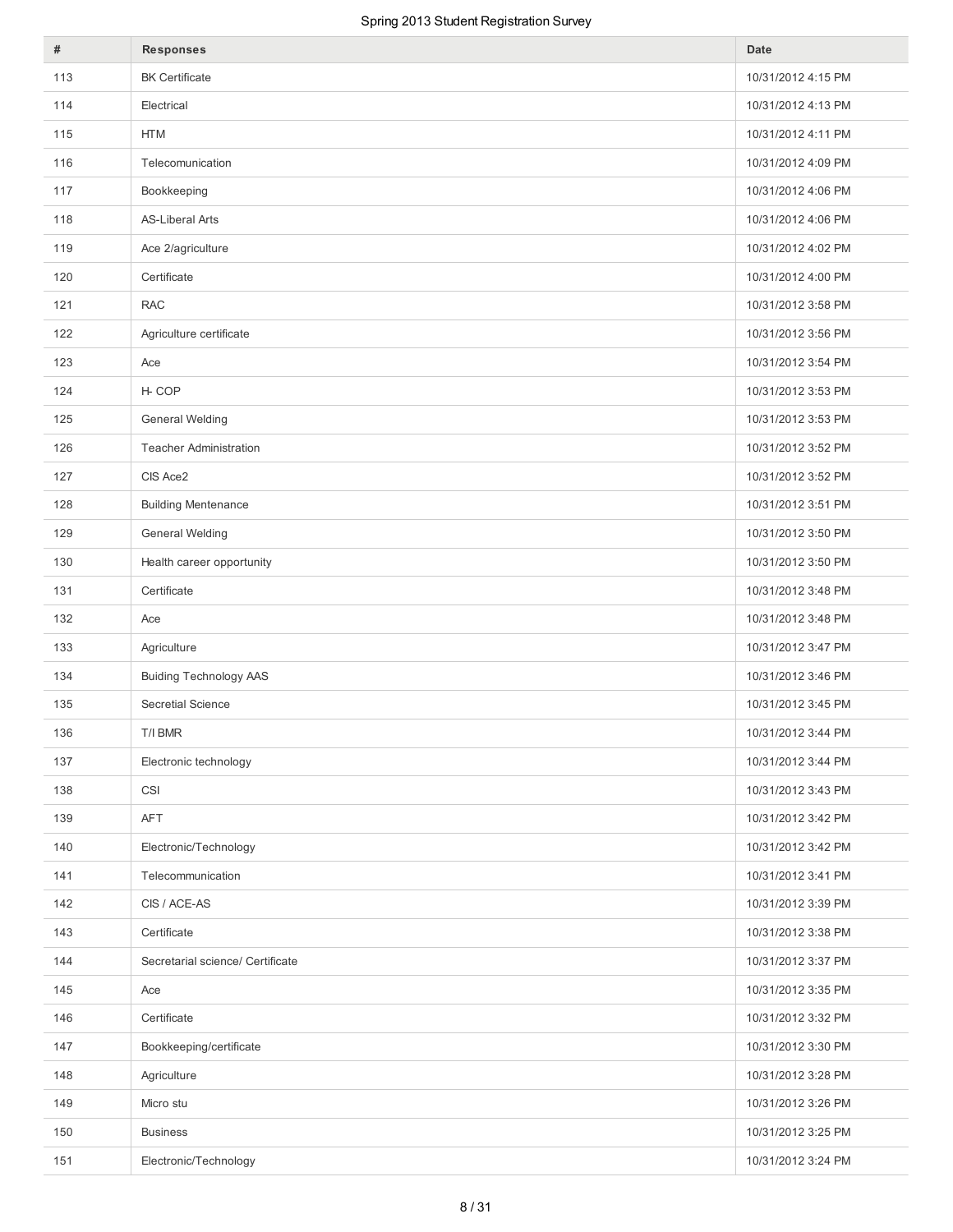| # | Responses | Date |
|---|---|---|
| 113 | BK Certificate | 10/31/2012 4:15 PM |
| 114 | Electrical | 10/31/2012 4:13 PM |
| 115 | HTM | 10/31/2012 4:11 PM |
| 116 | Telecomunication | 10/31/2012 4:09 PM |
| 117 | Bookkeeping | 10/31/2012 4:06 PM |
| 118 | AS-Liberal Arts | 10/31/2012 4:06 PM |
| 119 | Ace 2/agriculture | 10/31/2012 4:02 PM |
| 120 | Certificate | 10/31/2012 4:00 PM |
| 121 | RAC | 10/31/2012 3:58 PM |
| 122 | Agriculture certificate | 10/31/2012 3:56 PM |
| 123 | Ace | 10/31/2012 3:54 PM |
| 124 | H- COP | 10/31/2012 3:53 PM |
| 125 | General Welding | 10/31/2012 3:53 PM |
| 126 | Teacher Administration | 10/31/2012 3:52 PM |
| 127 | CIS Ace2 | 10/31/2012 3:52 PM |
| 128 | Building Mentenance | 10/31/2012 3:51 PM |
| 129 | General Welding | 10/31/2012 3:50 PM |
| 130 | Health career opportunity | 10/31/2012 3:50 PM |
| 131 | Certificate | 10/31/2012 3:48 PM |
| 132 | Ace | 10/31/2012 3:48 PM |
| 133 | Agriculture | 10/31/2012 3:47 PM |
| 134 | Buiding Technology AAS | 10/31/2012 3:46 PM |
| 135 | Secretial Science | 10/31/2012 3:45 PM |
| 136 | T/I BMR | 10/31/2012 3:44 PM |
| 137 | Electronic technology | 10/31/2012 3:44 PM |
| 138 | CSI | 10/31/2012 3:43 PM |
| 139 | AFT | 10/31/2012 3:42 PM |
| 140 | Electronic/Technology | 10/31/2012 3:42 PM |
| 141 | Telecommunication | 10/31/2012 3:41 PM |
| 142 | CIS / ACE-AS | 10/31/2012 3:39 PM |
| 143 | Certificate | 10/31/2012 3:38 PM |
| 144 | Secretarial science/ Certificate | 10/31/2012 3:37 PM |
| 145 | Ace | 10/31/2012 3:35 PM |
| 146 | Certificate | 10/31/2012 3:32 PM |
| 147 | Bookkeeping/certificate | 10/31/2012 3:30 PM |
| 148 | Agriculture | 10/31/2012 3:28 PM |
| 149 | Micro stu | 10/31/2012 3:26 PM |
| 150 | Business | 10/31/2012 3:25 PM |
| 151 | Electronic/Technology | 10/31/2012 3:24 PM |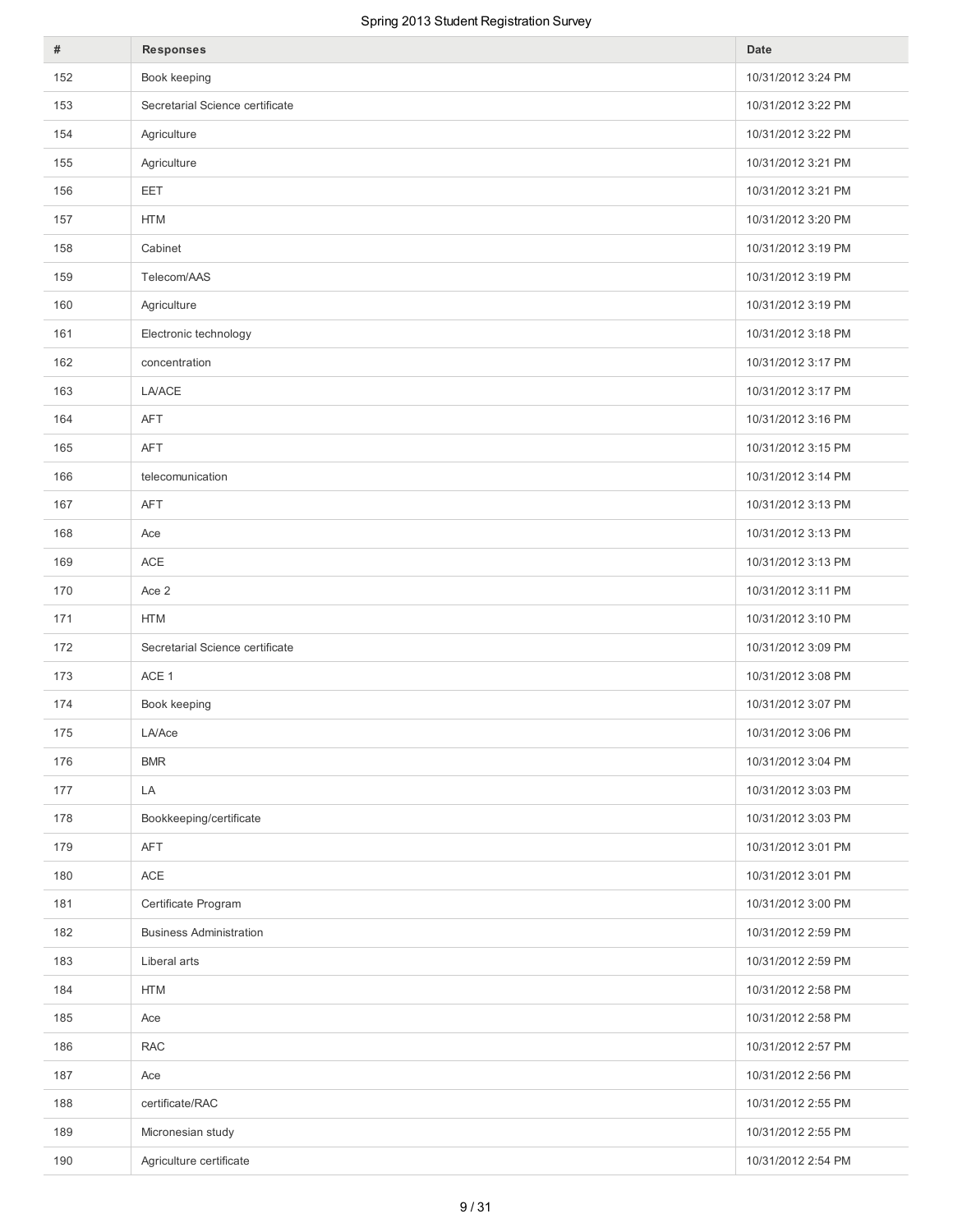| # | Responses | Date |
|---|---|---|
| 152 | Book keeping | 10/31/2012 3:24 PM |
| 153 | Secretarial Science certificate | 10/31/2012 3:22 PM |
| 154 | Agriculture | 10/31/2012 3:22 PM |
| 155 | Agriculture | 10/31/2012 3:21 PM |
| 156 | EET | 10/31/2012 3:21 PM |
| 157 | HTM | 10/31/2012 3:20 PM |
| 158 | Cabinet | 10/31/2012 3:19 PM |
| 159 | Telecom/AAS | 10/31/2012 3:19 PM |
| 160 | Agriculture | 10/31/2012 3:19 PM |
| 161 | Electronic technology | 10/31/2012 3:18 PM |
| 162 | concentration | 10/31/2012 3:17 PM |
| 163 | LA/ACE | 10/31/2012 3:17 PM |
| 164 | AFT | 10/31/2012 3:16 PM |
| 165 | AFT | 10/31/2012 3:15 PM |
| 166 | telecomunication | 10/31/2012 3:14 PM |
| 167 | AFT | 10/31/2012 3:13 PM |
| 168 | Ace | 10/31/2012 3:13 PM |
| 169 | ACE | 10/31/2012 3:13 PM |
| 170 | Ace 2 | 10/31/2012 3:11 PM |
| 171 | HTM | 10/31/2012 3:10 PM |
| 172 | Secretarial Science certificate | 10/31/2012 3:09 PM |
| 173 | ACE 1 | 10/31/2012 3:08 PM |
| 174 | Book keeping | 10/31/2012 3:07 PM |
| 175 | LA/Ace | 10/31/2012 3:06 PM |
| 176 | BMR | 10/31/2012 3:04 PM |
| 177 | LA | 10/31/2012 3:03 PM |
| 178 | Bookkeeping/certificate | 10/31/2012 3:03 PM |
| 179 | AFT | 10/31/2012 3:01 PM |
| 180 | ACE | 10/31/2012 3:01 PM |
| 181 | Certificate Program | 10/31/2012 3:00 PM |
| 182 | Business Administration | 10/31/2012 2:59 PM |
| 183 | Liberal arts | 10/31/2012 2:59 PM |
| 184 | HTM | 10/31/2012 2:58 PM |
| 185 | Ace | 10/31/2012 2:58 PM |
| 186 | RAC | 10/31/2012 2:57 PM |
| 187 | Ace | 10/31/2012 2:56 PM |
| 188 | certificate/RAC | 10/31/2012 2:55 PM |
| 189 | Micronesian study | 10/31/2012 2:55 PM |
| 190 | Agriculture certificate | 10/31/2012 2:54 PM |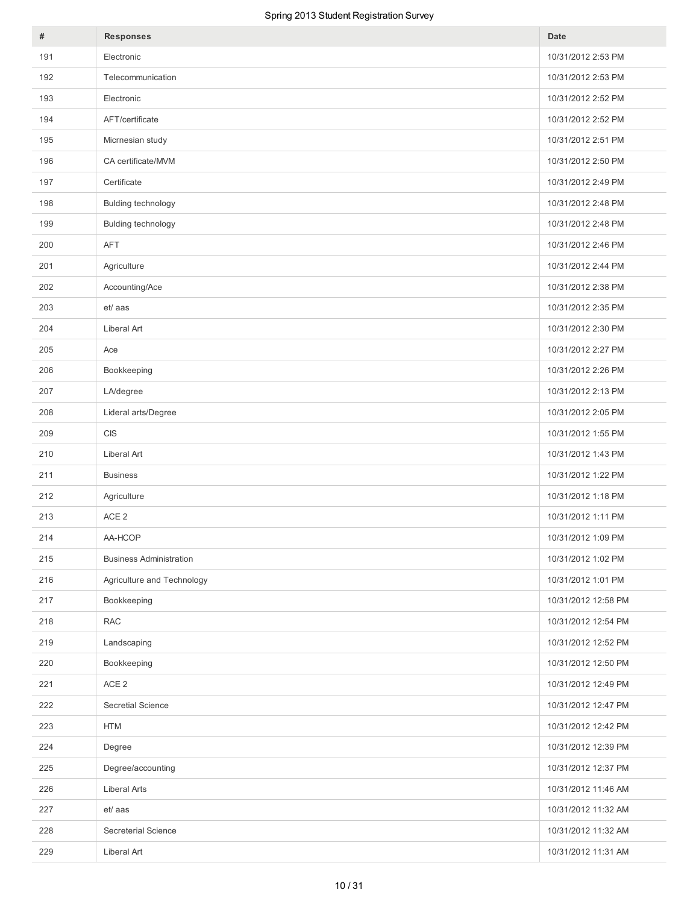| # | Responses | Date |
|---|---|---|
| 191 | Electronic | 10/31/2012 2:53 PM |
| 192 | Telecommunication | 10/31/2012 2:53 PM |
| 193 | Electronic | 10/31/2012 2:52 PM |
| 194 | AFT/certificate | 10/31/2012 2:52 PM |
| 195 | Micrnesian study | 10/31/2012 2:51 PM |
| 196 | CA certificate/MVM | 10/31/2012 2:50 PM |
| 197 | Certificate | 10/31/2012 2:49 PM |
| 198 | Bulding technology | 10/31/2012 2:48 PM |
| 199 | Bulding technology | 10/31/2012 2:48 PM |
| 200 | AFT | 10/31/2012 2:46 PM |
| 201 | Agriculture | 10/31/2012 2:44 PM |
| 202 | Accounting/Ace | 10/31/2012 2:38 PM |
| 203 | et/ aas | 10/31/2012 2:35 PM |
| 204 | Liberal Art | 10/31/2012 2:30 PM |
| 205 | Ace | 10/31/2012 2:27 PM |
| 206 | Bookkeeping | 10/31/2012 2:26 PM |
| 207 | LA/degree | 10/31/2012 2:13 PM |
| 208 | Lideral arts/Degree | 10/31/2012 2:05 PM |
| 209 | CIS | 10/31/2012 1:55 PM |
| 210 | Liberal Art | 10/31/2012 1:43 PM |
| 211 | Business | 10/31/2012 1:22 PM |
| 212 | Agriculture | 10/31/2012 1:18 PM |
| 213 | ACE 2 | 10/31/2012 1:11 PM |
| 214 | AA-HCOP | 10/31/2012 1:09 PM |
| 215 | Business Administration | 10/31/2012 1:02 PM |
| 216 | Agriculture and Technology | 10/31/2012 1:01 PM |
| 217 | Bookkeeping | 10/31/2012 12:58 PM |
| 218 | RAC | 10/31/2012 12:54 PM |
| 219 | Landscaping | 10/31/2012 12:52 PM |
| 220 | Bookkeeping | 10/31/2012 12:50 PM |
| 221 | ACE 2 | 10/31/2012 12:49 PM |
| 222 | Secretial Science | 10/31/2012 12:47 PM |
| 223 | HTM | 10/31/2012 12:42 PM |
| 224 | Degree | 10/31/2012 12:39 PM |
| 225 | Degree/accounting | 10/31/2012 12:37 PM |
| 226 | Liberal Arts | 10/31/2012 11:46 AM |
| 227 | et/ aas | 10/31/2012 11:32 AM |
| 228 | Secreterial Science | 10/31/2012 11:32 AM |
| 229 | Liberal Art | 10/31/2012 11:31 AM |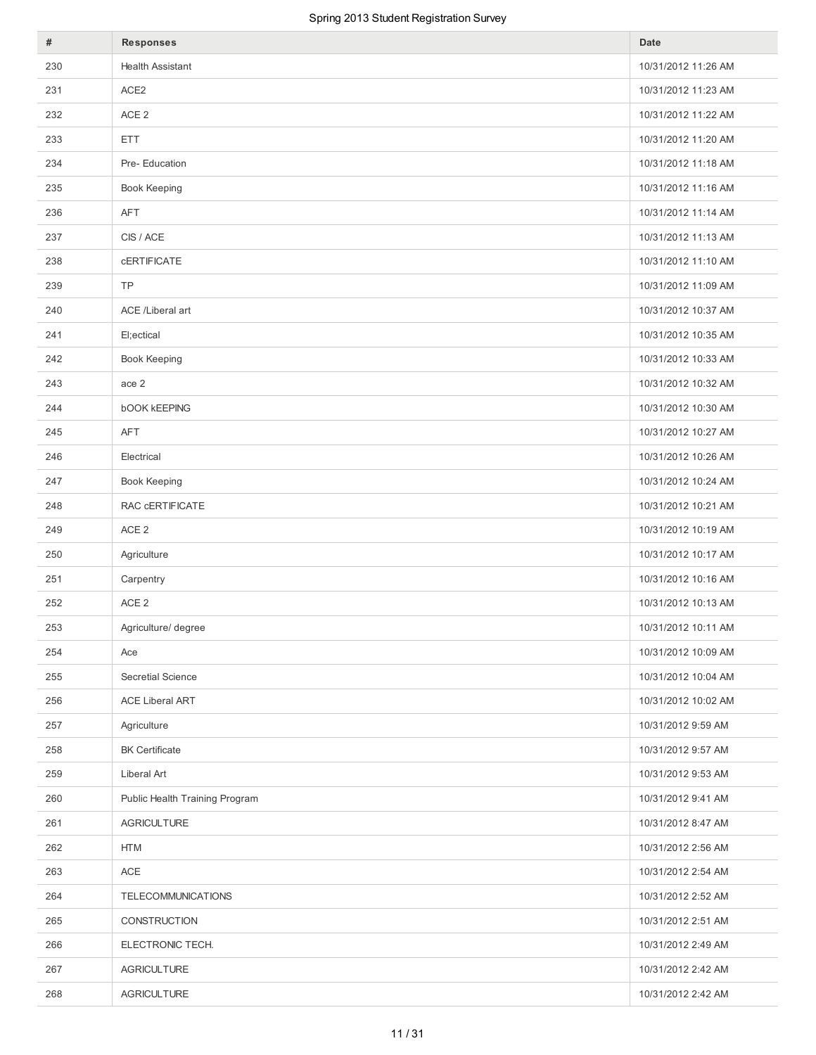| # | Responses | Date |
|---|---|---|
| 230 | Health Assistant | 10/31/2012 11:26 AM |
| 231 | ACE2 | 10/31/2012 11:23 AM |
| 232 | ACE 2 | 10/31/2012 11:22 AM |
| 233 | ETT | 10/31/2012 11:20 AM |
| 234 | Pre- Education | 10/31/2012 11:18 AM |
| 235 | Book Keeping | 10/31/2012 11:16 AM |
| 236 | AFT | 10/31/2012 11:14 AM |
| 237 | CIS / ACE | 10/31/2012 11:13 AM |
| 238 | cERTIFICATE | 10/31/2012 11:10 AM |
| 239 | TP | 10/31/2012 11:09 AM |
| 240 | ACE /Liberal art | 10/31/2012 10:37 AM |
| 241 | El;ectical | 10/31/2012 10:35 AM |
| 242 | Book Keeping | 10/31/2012 10:33 AM |
| 243 | ace 2 | 10/31/2012 10:32 AM |
| 244 | bOOK kEEPING | 10/31/2012 10:30 AM |
| 245 | AFT | 10/31/2012 10:27 AM |
| 246 | Electrical | 10/31/2012 10:26 AM |
| 247 | Book Keeping | 10/31/2012 10:24 AM |
| 248 | RAC cERTIFICATE | 10/31/2012 10:21 AM |
| 249 | ACE 2 | 10/31/2012 10:19 AM |
| 250 | Agriculture | 10/31/2012 10:17 AM |
| 251 | Carpentry | 10/31/2012 10:16 AM |
| 252 | ACE 2 | 10/31/2012 10:13 AM |
| 253 | Agriculture/ degree | 10/31/2012 10:11 AM |
| 254 | Ace | 10/31/2012 10:09 AM |
| 255 | Secretial Science | 10/31/2012 10:04 AM |
| 256 | ACE Liberal ART | 10/31/2012 10:02 AM |
| 257 | Agriculture | 10/31/2012 9:59 AM |
| 258 | BK Certificate | 10/31/2012 9:57 AM |
| 259 | Liberal Art | 10/31/2012 9:53 AM |
| 260 | Public Health Training Program | 10/31/2012 9:41 AM |
| 261 | AGRICULTURE | 10/31/2012 8:47 AM |
| 262 | HTM | 10/31/2012 2:56 AM |
| 263 | ACE | 10/31/2012 2:54 AM |
| 264 | TELECOMMUNICATIONS | 10/31/2012 2:52 AM |
| 265 | CONSTRUCTION | 10/31/2012 2:51 AM |
| 266 | ELECTRONIC TECH. | 10/31/2012 2:49 AM |
| 267 | AGRICULTURE | 10/31/2012 2:42 AM |
| 268 | AGRICULTURE | 10/31/2012 2:42 AM |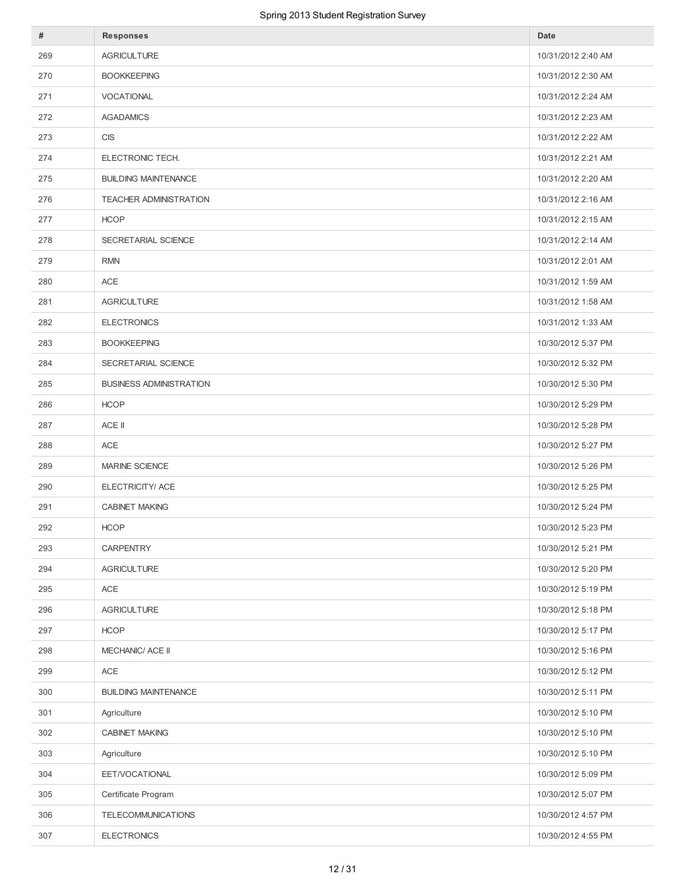| # | Responses | Date |
|---|---|---|
| 269 | AGRICULTURE | 10/31/2012 2:40 AM |
| 270 | BOOKKEEPING | 10/31/2012 2:30 AM |
| 271 | VOCATIONAL | 10/31/2012 2:24 AM |
| 272 | AGADAMICS | 10/31/2012 2:23 AM |
| 273 | CIS | 10/31/2012 2:22 AM |
| 274 | ELECTRONIC TECH. | 10/31/2012 2:21 AM |
| 275 | BUILDING MAINTENANCE | 10/31/2012 2:20 AM |
| 276 | TEACHER ADMINISTRATION | 10/31/2012 2:16 AM |
| 277 | HCOP | 10/31/2012 2:15 AM |
| 278 | SECRETARIAL SCIENCE | 10/31/2012 2:14 AM |
| 279 | RMN | 10/31/2012 2:01 AM |
| 280 | ACE | 10/31/2012 1:59 AM |
| 281 | AGRICULTURE | 10/31/2012 1:58 AM |
| 282 | ELECTRONICS | 10/31/2012 1:33 AM |
| 283 | BOOKKEEPING | 10/30/2012 5:37 PM |
| 284 | SECRETARIAL SCIENCE | 10/30/2012 5:32 PM |
| 285 | BUSINESS ADMINISTRATION | 10/30/2012 5:30 PM |
| 286 | HCOP | 10/30/2012 5:29 PM |
| 287 | ACE II | 10/30/2012 5:28 PM |
| 288 | ACE | 10/30/2012 5:27 PM |
| 289 | MARINE SCIENCE | 10/30/2012 5:26 PM |
| 290 | ELECTRICITY/ ACE | 10/30/2012 5:25 PM |
| 291 | CABINET MAKING | 10/30/2012 5:24 PM |
| 292 | HCOP | 10/30/2012 5:23 PM |
| 293 | CARPENTRY | 10/30/2012 5:21 PM |
| 294 | AGRICULTURE | 10/30/2012 5:20 PM |
| 295 | ACE | 10/30/2012 5:19 PM |
| 296 | AGRICULTURE | 10/30/2012 5:18 PM |
| 297 | HCOP | 10/30/2012 5:17 PM |
| 298 | MECHANIC/ ACE II | 10/30/2012 5:16 PM |
| 299 | ACE | 10/30/2012 5:12 PM |
| 300 | BUILDING MAINTENANCE | 10/30/2012 5:11 PM |
| 301 | Agriculture | 10/30/2012 5:10 PM |
| 302 | CABINET MAKING | 10/30/2012 5:10 PM |
| 303 | Agriculture | 10/30/2012 5:10 PM |
| 304 | EET/VOCATIONAL | 10/30/2012 5:09 PM |
| 305 | Certificate Program | 10/30/2012 5:07 PM |
| 306 | TELECOMMUNICATIONS | 10/30/2012 4:57 PM |
| 307 | ELECTRONICS | 10/30/2012 4:55 PM |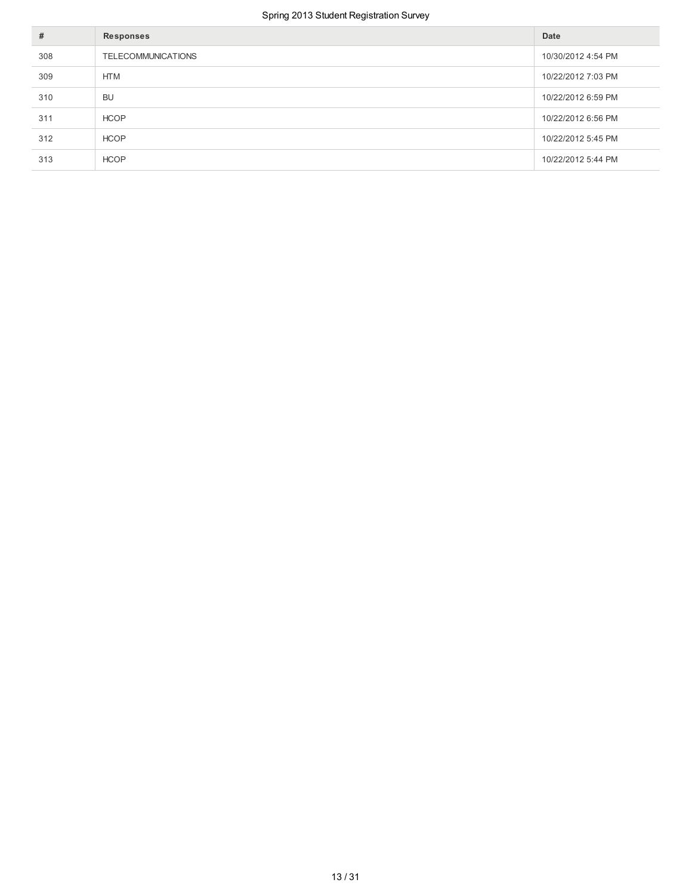| # | Responses | Date |
|---|---|---|
| 308 | TELECOMMUNICATIONS | 10/30/2012 4:54 PM |
| 309 | HTM | 10/22/2012 7:03 PM |
| 310 | BU | 10/22/2012 6:59 PM |
| 311 | HCOP | 10/22/2012 6:56 PM |
| 312 | HCOP | 10/22/2012 5:45 PM |
| 313 | HCOP | 10/22/2012 5:44 PM |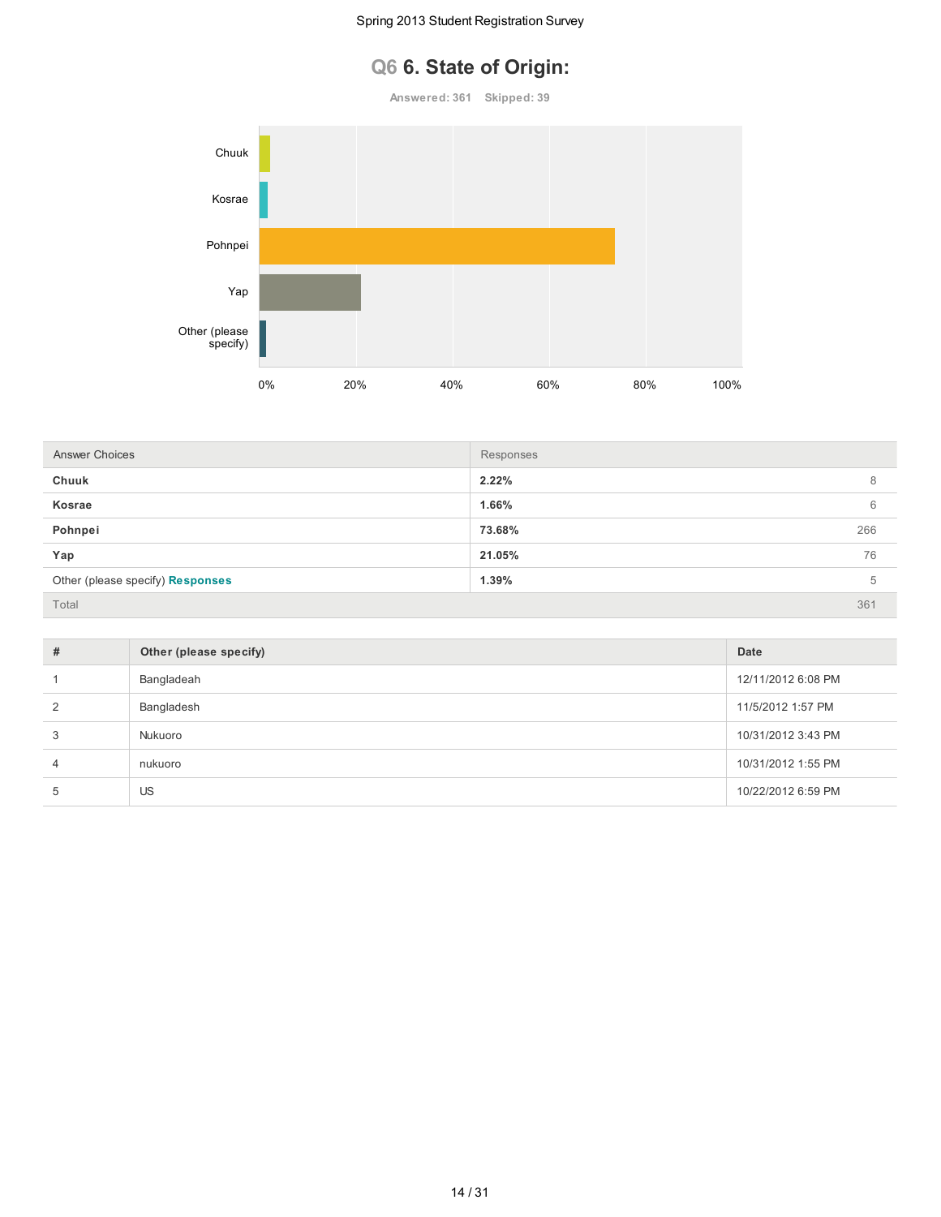# Q6 6. State of Origin:

**Answered: 361 Skipped: 39**

| Answer Choices | Responses | |
|---|---|---|
| **Chuuk** | **2.22%** | 8 |
| **Kosrae** | **1.66%** | 6 |
| **Pohnpei** | **73.68%** | 266 |
| **Yap** | **21.05%** | 76 |
| Other (please specify) **Responses** | **1.39%** | 5 |
| Total | | 361 |

| # | Other (please specify) | Date |
|---|---|---|
| 1 | Bangladeah | 12/11/2012 6:08 PM |
| 2 | Bangladesh | 11/5/2012 1:57 PM |
| 3 | Nukuoro | 10/31/2012 3:43 PM |
| 4 | nukuoro | 10/31/2012 1:55 PM |
| 5 | US | 10/22/2012 6:59 PM |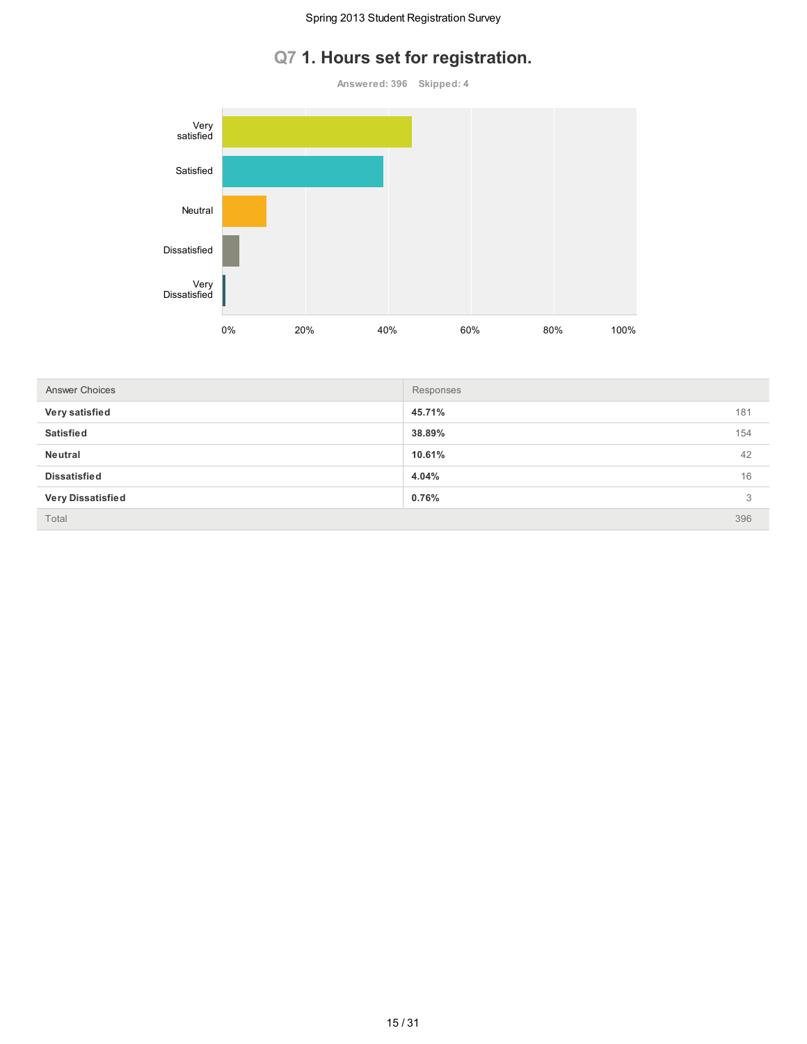## Q7 1. Hours set for registration.

Answered: 396 Skipped: 4

| Answer Choices | Responses | |
|---|---|---|
| **Very satisfied** | **45.71%** | 181 |
| **Satisfied** | **38.89%** | 154 |
| **Neutral** | **10.61%** | 42 |
| **Dissatisfied** | **4.04%** | 16 |
| **Very Dissatisfied** | **0.76%** | 3 |
| Total | | 396 |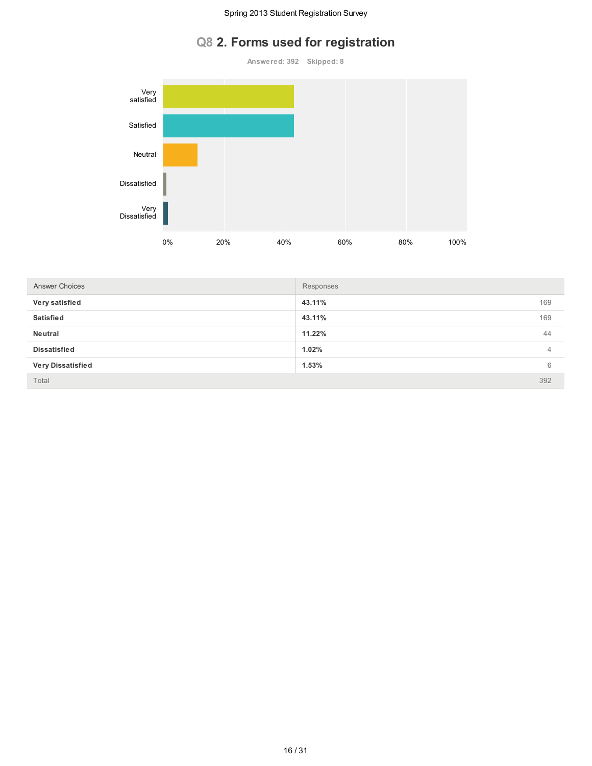# Q8 2. Forms used for registration

**Answered: 392 Skipped: 8**

| Answer Choices | Responses | |
|---|---|---|
| **Very satisfied** | **43.11%** | 169 |
| **Satisfied** | **43.11%** | 169 |
| **Neutral** | **11.22%** | 44 |
| **Dissatisfied** | **1.02%** | 4 |
| **Very Dissatisfied** | **1.53%** | 6 |
| Total | | 392 |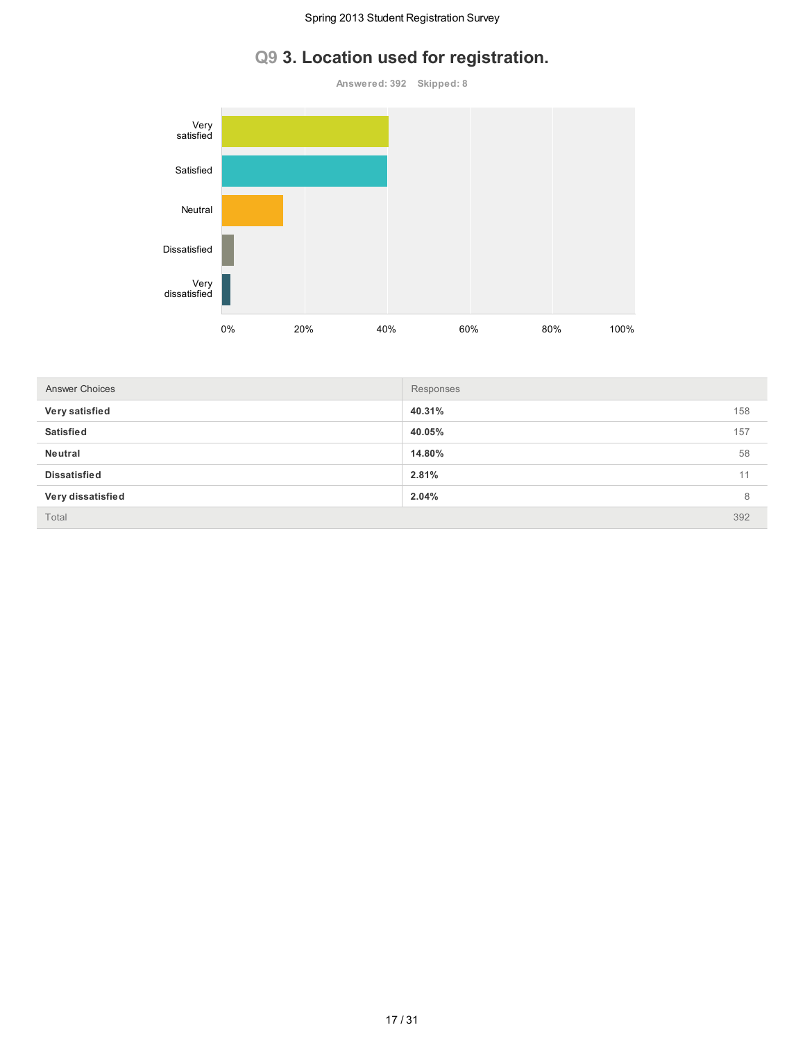## Q9 3. Location used for registration.

**Answered: 392 Skipped: 8**

| Answer Choices | Responses | |
|---|---|---|
| **Very satisfied** | **40.31%** | 158 |
| **Satisfied** | **40.05%** | 157 |
| **Neutral** | **14.80%** | 58 |
| **Dissatisfied** | **2.81%** | 11 |
| **Very dissatisfied** | **2.04%** | 8 |
| Total | | 392 |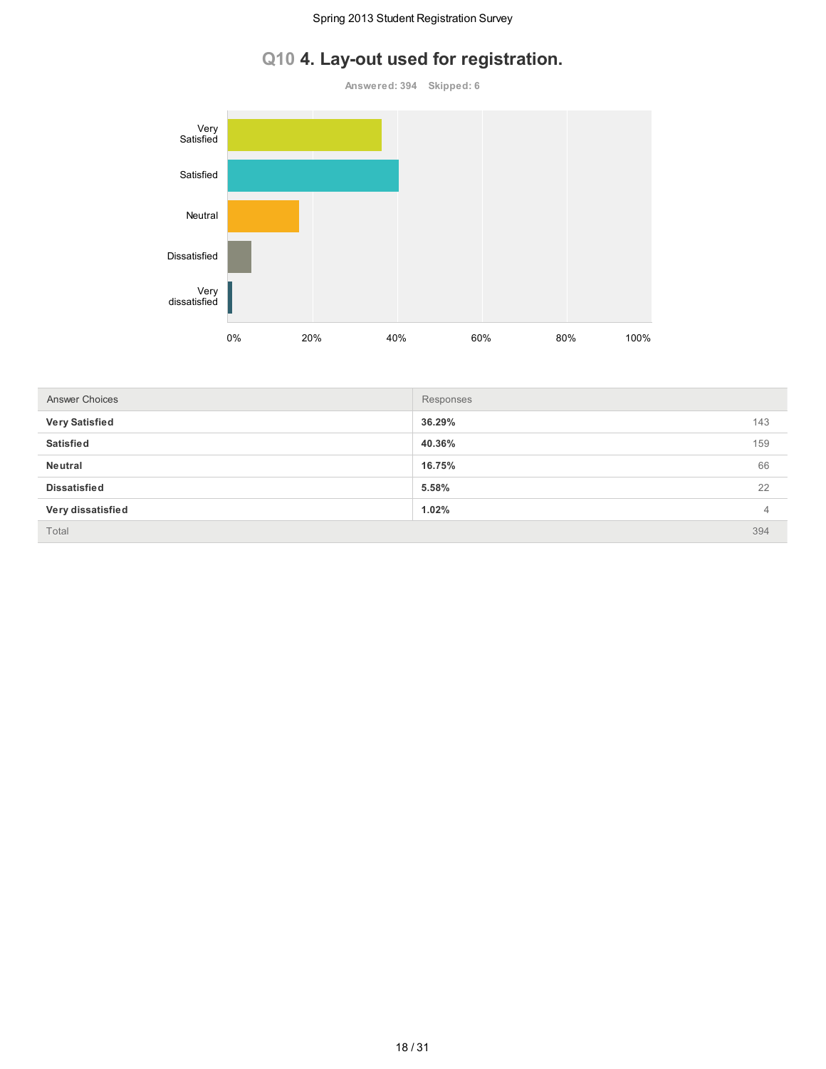## Q10 4. Lay-out used for registration.

Answered: 394 Skipped: 6

| Answer Choices | Responses | |
|---|---|---|
| **Very Satisfied** | **36.29%** | 143 |
| **Satisfied** | **40.36%** | 159 |
| **Neutral** | **16.75%** | 66 |
| **Dissatisfied** | **5.58%** | 22 |
| **Very dissatisfied** | **1.02%** | 4 |
| Total | | 394 |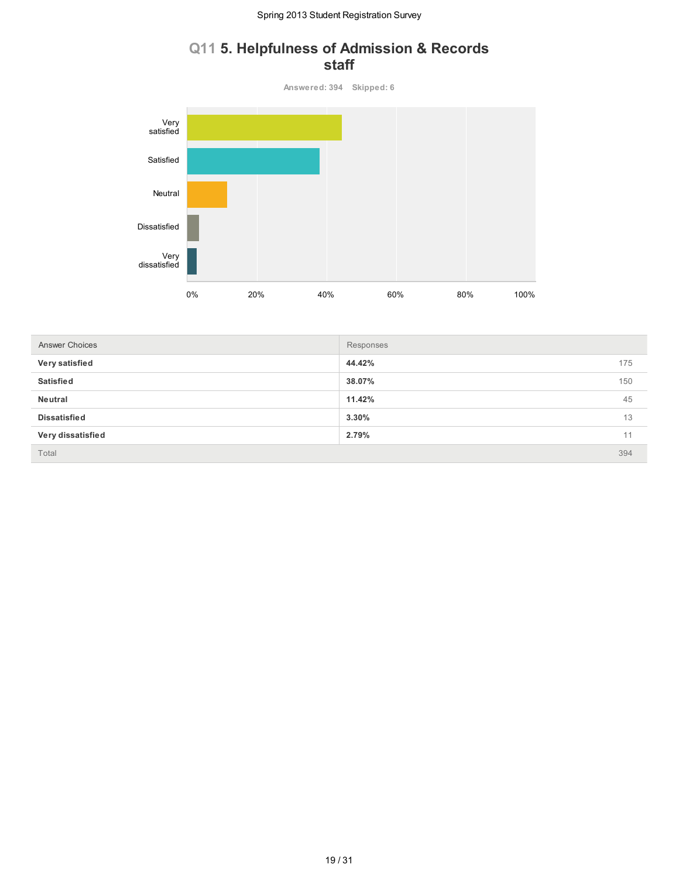## Q11 5. Helpfulness of Admission & Records staff

**Answered: 394 Skipped: 6**

| Answer Choices | Responses | |
|---|---|---|
| **Very satisfied** | **44.42%** | 175 |
| **Satisfied** | **38.07%** | 150 |
| **Neutral** | **11.42%** | 45 |
| **Dissatisfied** | **3.30%** | 13 |
| **Very dissatisfied** | **2.79%** | 11 |
| Total | | 394 |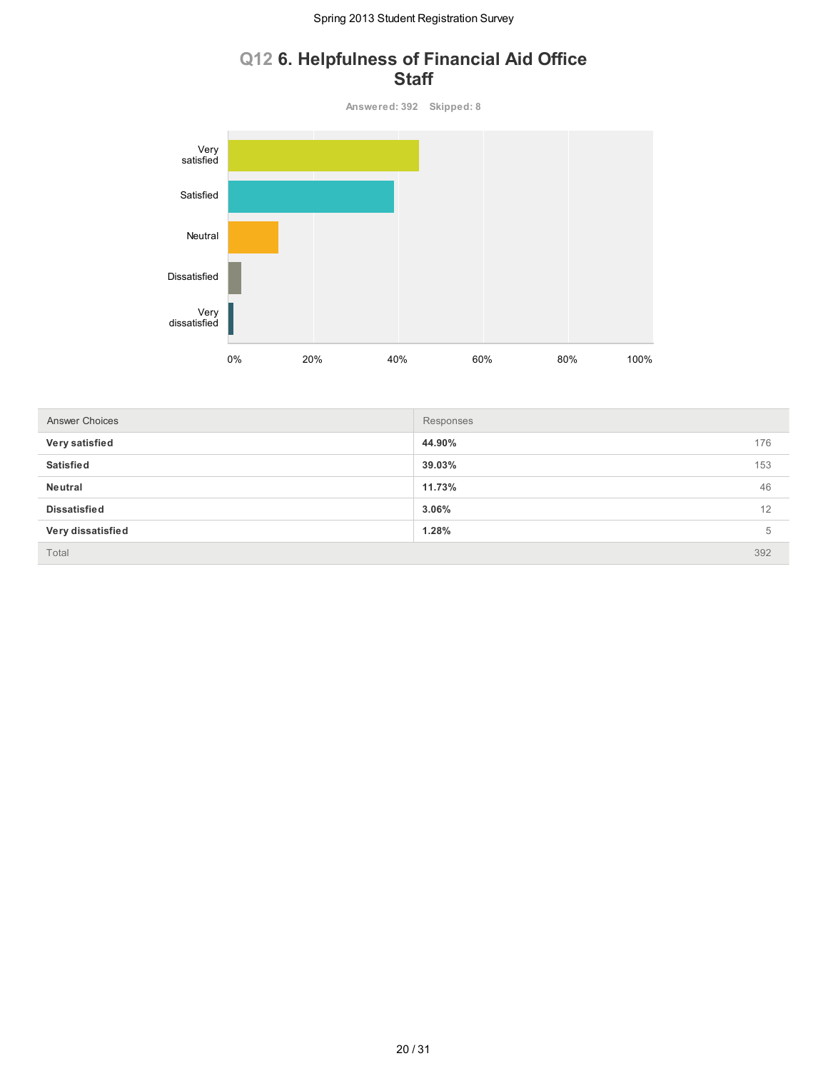## Q12 6. Helpfulness of Financial Aid Office Staff

**Answered: 392 Skipped: 8**

| Answer Choices | Responses | |
|---|---|---|
| **Very satisfied** | **44.90%** | 176 |
| **Satisfied** | **39.03%** | 153 |
| **Neutral** | **11.73%** | 46 |
| **Dissatisfied** | **3.06%** | 12 |
| **Very dissatisfied** | **1.28%** | 5 |
| Total | | 392 |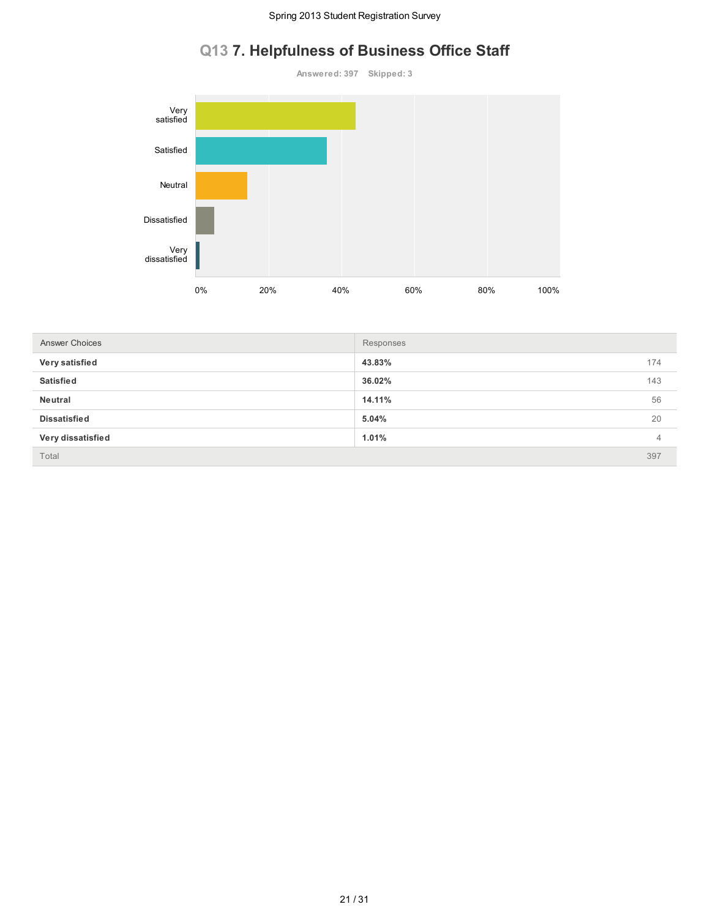# Q13 7. Helpfulness of Business Office Staff

Answered: 397 Skipped: 3

| Answer Choices | Responses | |
|---|---|---|
| **Very satisfied** | **43.83%** | 174 |
| **Satisfied** | **36.02%** | 143 |
| **Neutral** | **14.11%** | 56 |
| **Dissatisfied** | **5.04%** | 20 |
| **Very dissatisfied** | **1.01%** | 4 |
| Total | | 397 |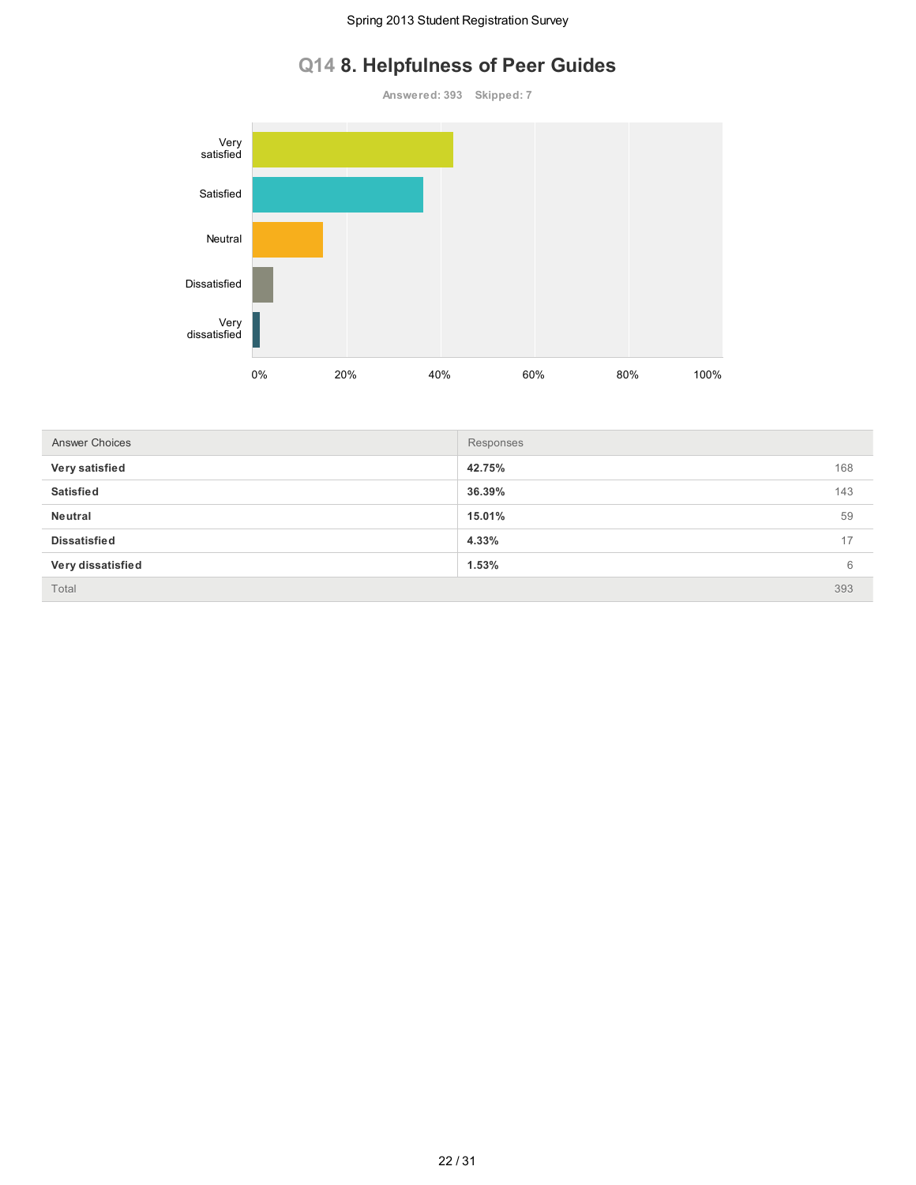# Q14 8. Helpfulness of Peer Guides

**Answered: 393 Skipped: 7**

| Answer Choices | Responses | |
|---|---|---|
| **Very satisfied** | **42.75%** | 168 |
| **Satisfied** | **36.39%** | 143 |
| **Neutral** | **15.01%** | 59 |
| **Dissatisfied** | **4.33%** | 17 |
| **Very dissatisfied** | **1.53%** | 6 |
| Total | | 393 |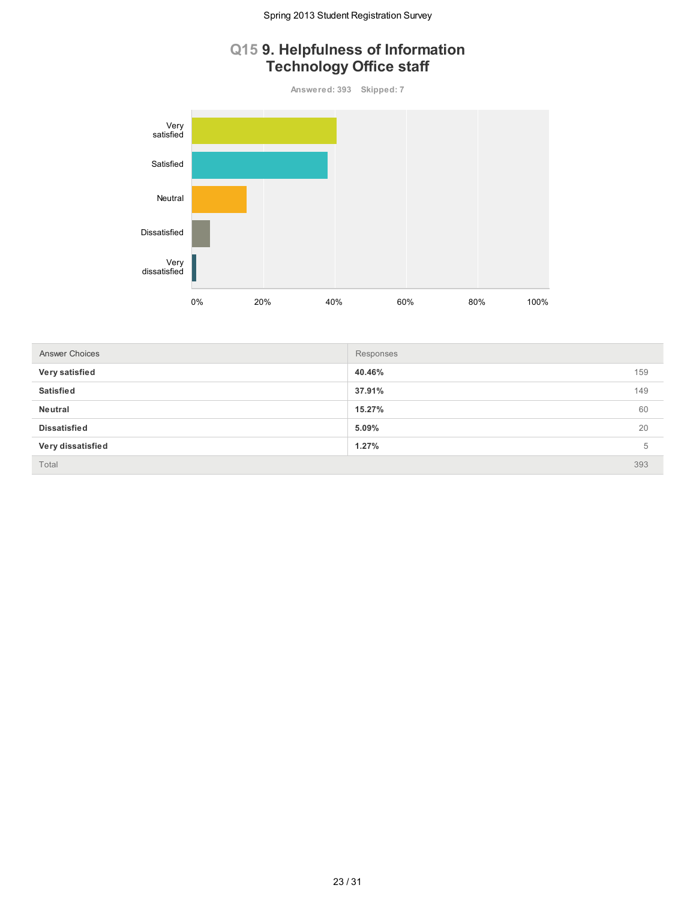## Q15 9. Helpfulness of Information Technology Office staff

**Answered: 393 Skipped: 7**

| Answer Choices | Responses | |
|---|---|---|
| **Very satisfied** | **40.46%** | 159 |
| **Satisfied** | **37.91%** | 149 |
| **Neutral** | **15.27%** | 60 |
| **Dissatisfied** | **5.09%** | 20 |
| **Very dissatisfied** | **1.27%** | 5 |
| Total | | 393 |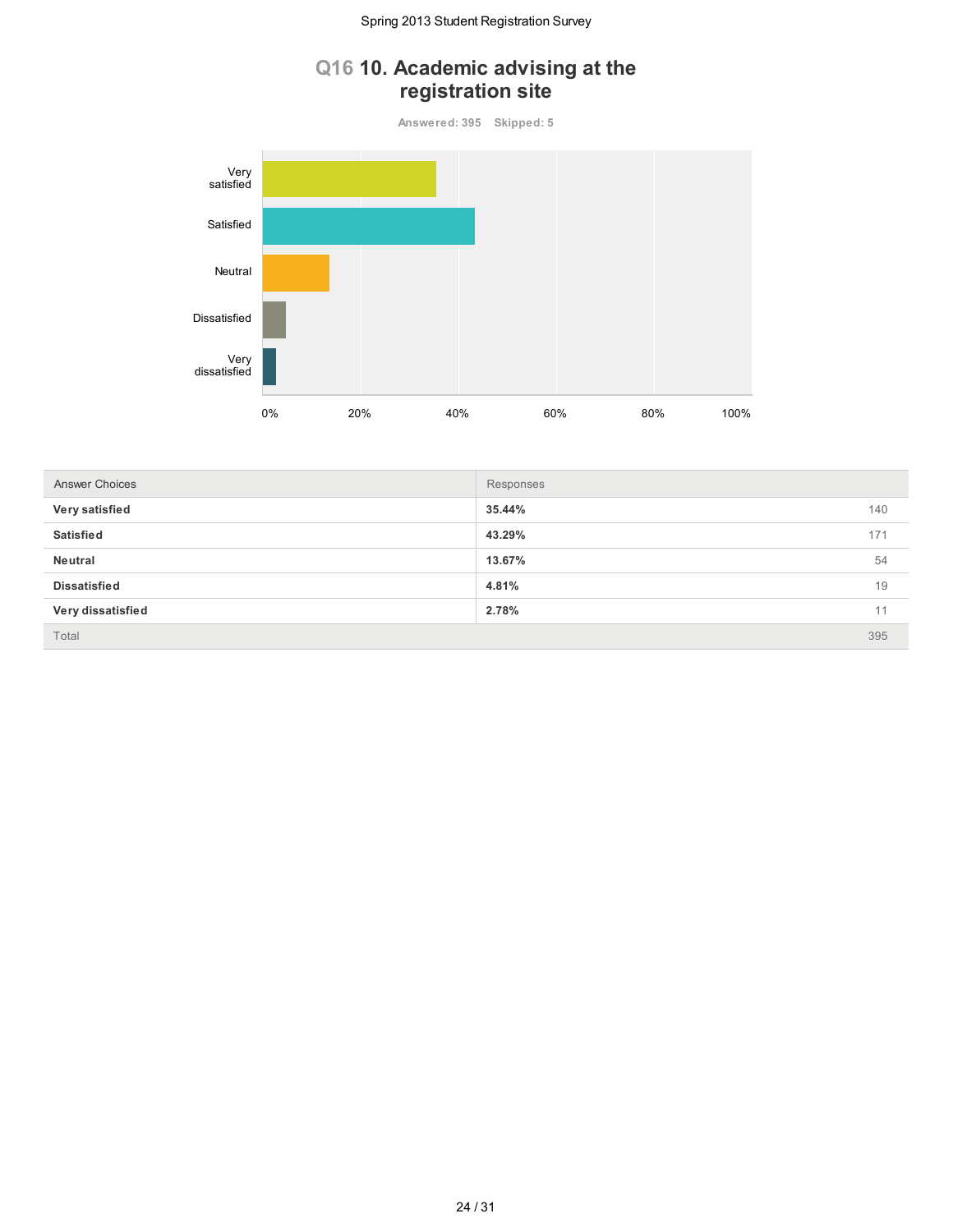## Q16 10. Academic advising at the registration site

Answered: 395 Skipped: 5

| Answer Choices | Responses | |
|---|---|---|
| **Very satisfied** | **35.44%** | 140 |
| **Satisfied** | **43.29%** | 171 |
| **Neutral** | **13.67%** | 54 |
| **Dissatisfied** | **4.81%** | 19 |
| **Very dissatisfied** | **2.78%** | 11 |
| Total | | 395 |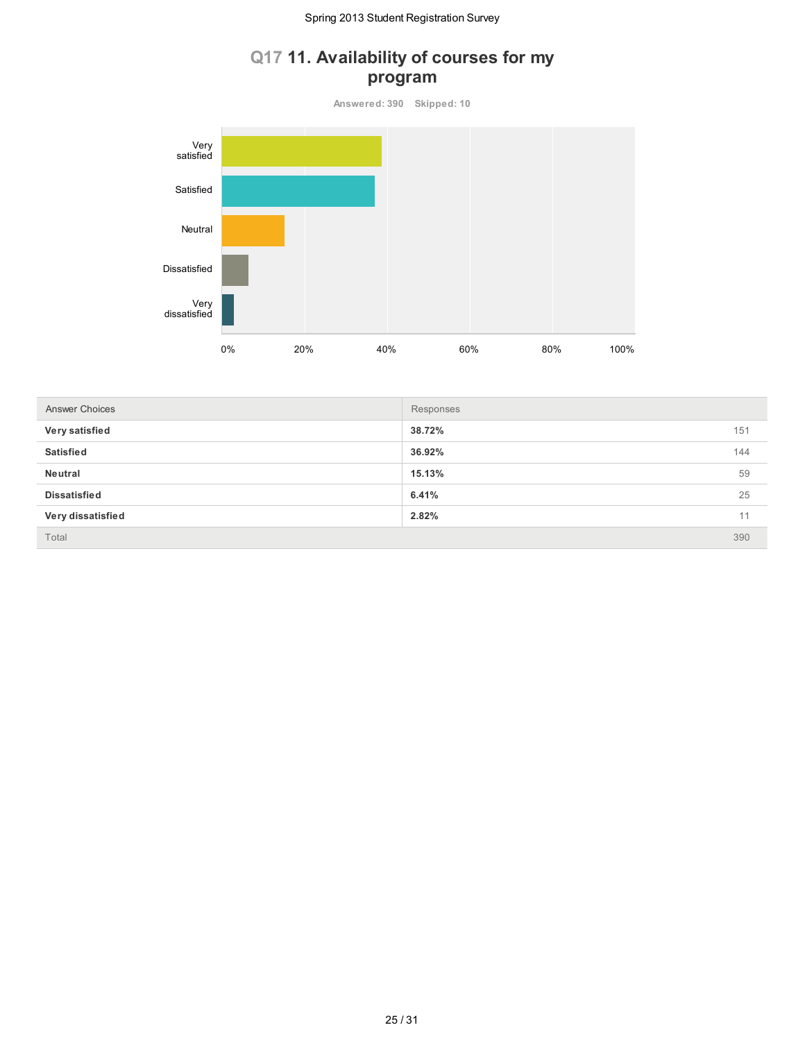# Q17 11. Availability of courses for my program

**Answered: 390 Skipped: 10**

| Answer Choices | Responses | |
|---|---|---|
| **Very satisfied** | **38.72%** | 151 |
| **Satisfied** | **36.92%** | 144 |
| **Neutral** | **15.13%** | 59 |
| **Dissatisfied** | **6.41%** | 25 |
| **Very dissatisfied** | **2.82%** | 11 |
| Total | | 390 |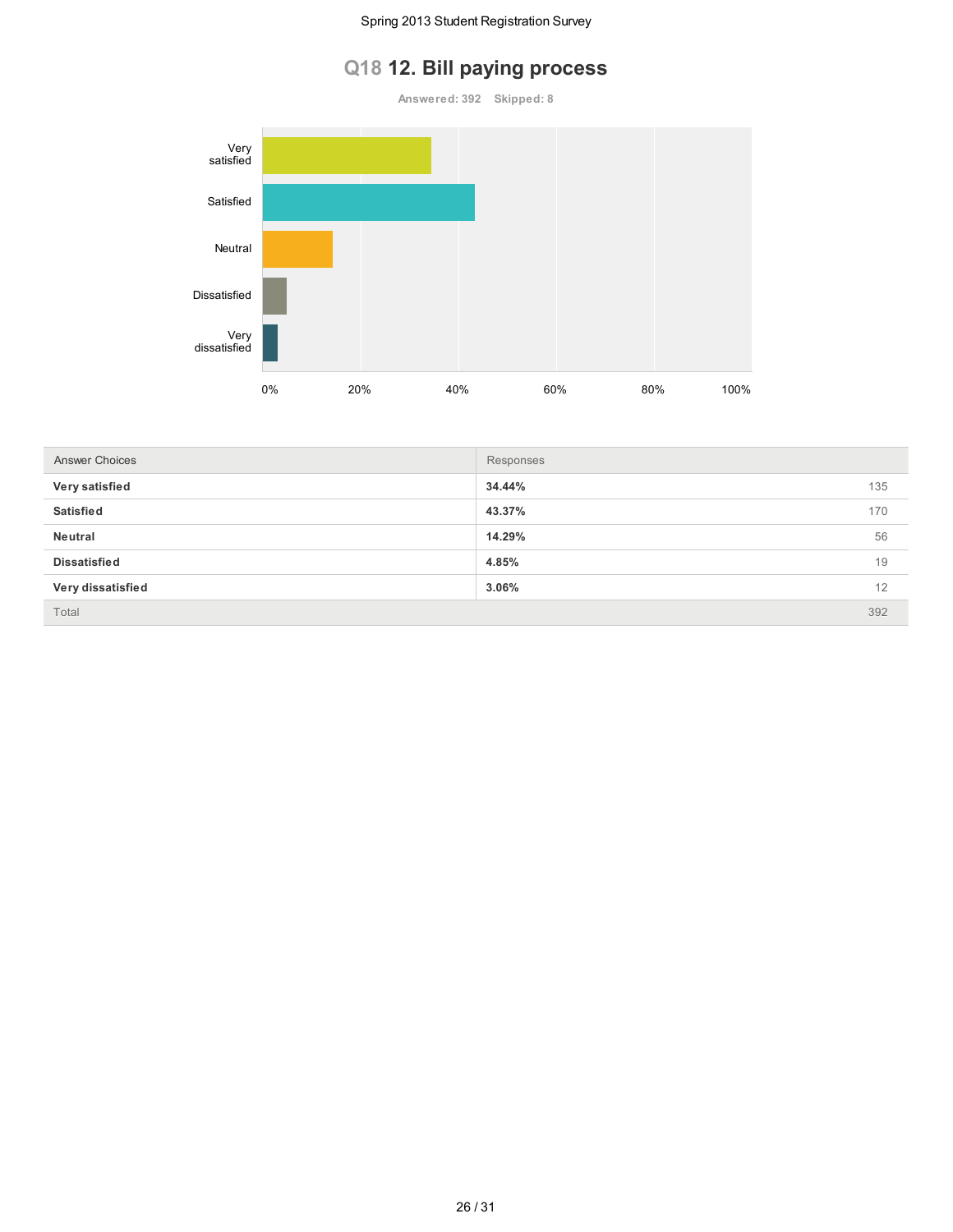# Q18 12. Bill paying process

**Answered: 392 Skipped: 8**

| Answer Choices | Responses | |
|---|---|---|
| **Very satisfied** | **34.44%** | 135 |
| **Satisfied** | **43.37%** | 170 |
| **Neutral** | **14.29%** | 56 |
| **Dissatisfied** | **4.85%** | 19 |
| **Very dissatisfied** | **3.06%** | 12 |
| Total | | 392 |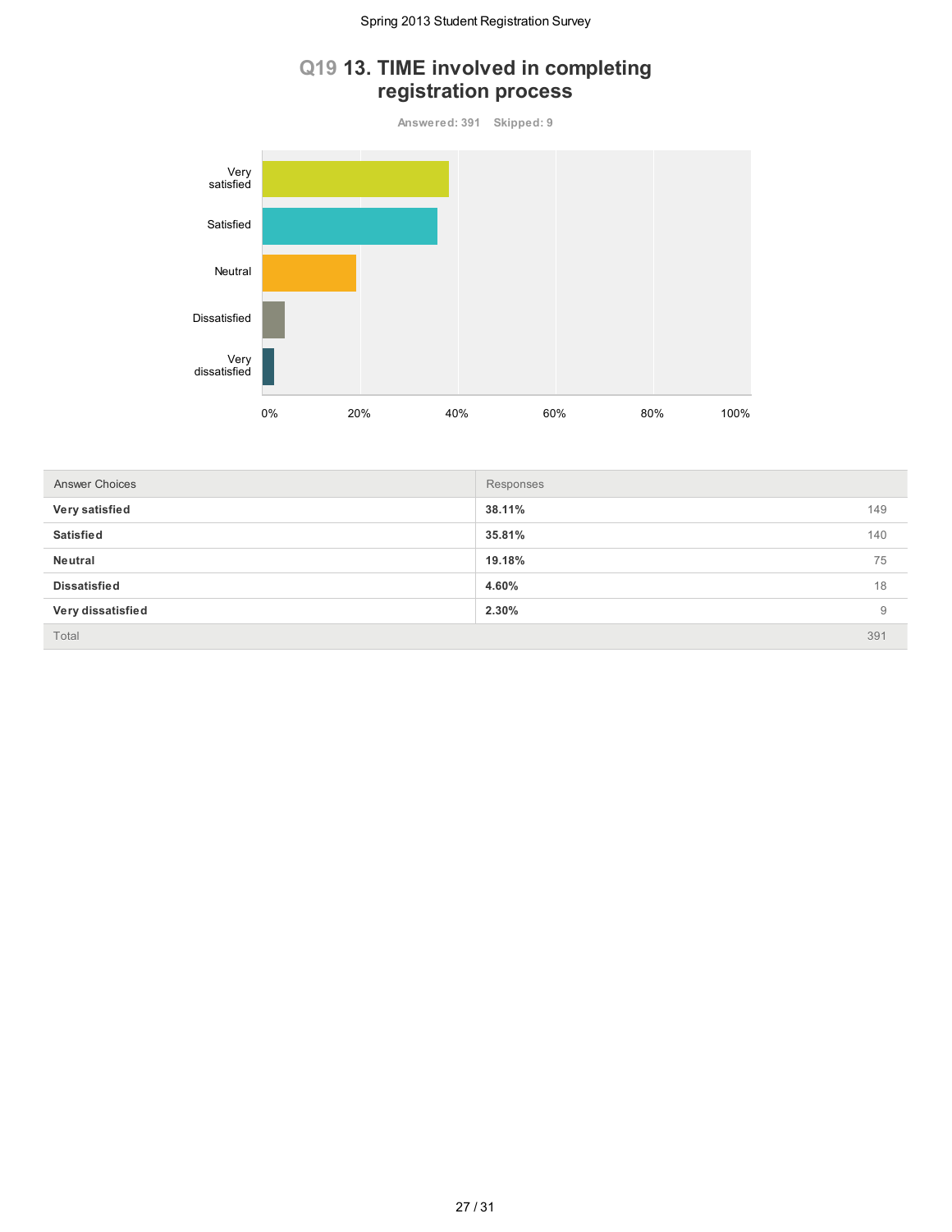## Q19 13. TIME involved in completing registration process

**Answered: 391 Skipped: 9**

| Answer Choices | Responses | |
|---|---|---|
| **Very satisfied** | **38.11%** | 149 |
| **Satisfied** | **35.81%** | 140 |
| **Neutral** | **19.18%** | 75 |
| **Dissatisfied** | **4.60%** | 18 |
| **Very dissatisfied** | **2.30%** | 9 |
| Total | | 391 |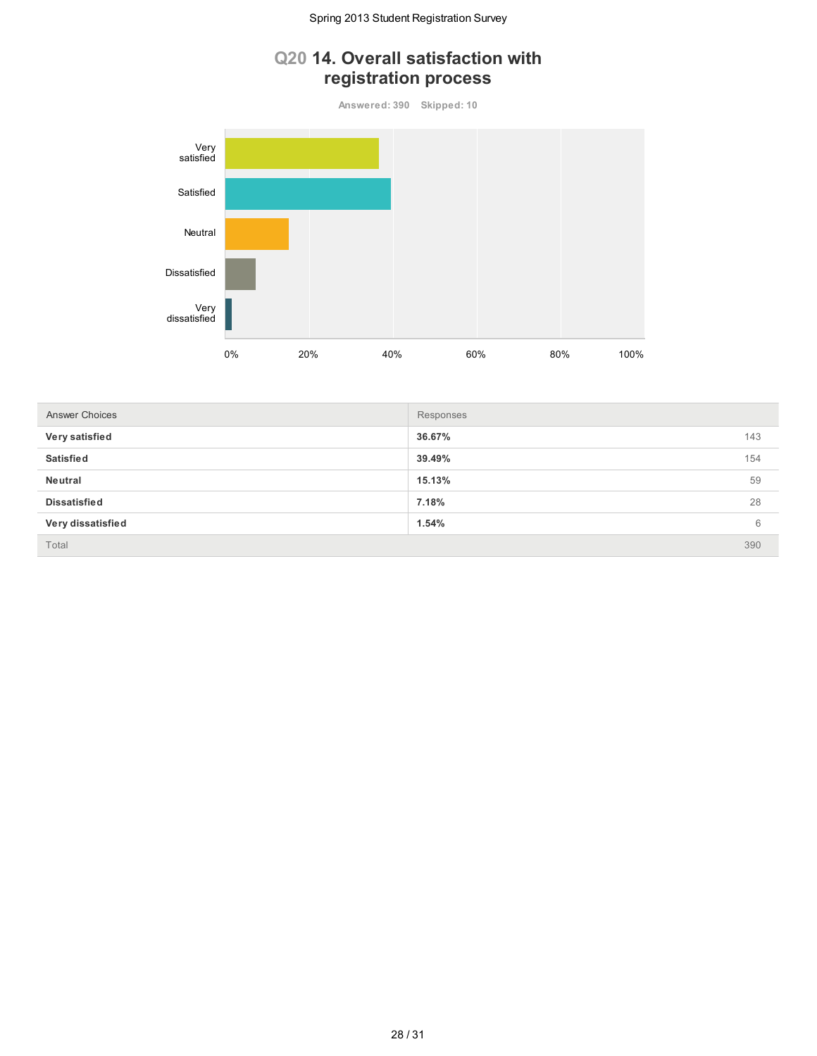## Q20 14. Overall satisfaction with registration process

Answered: 390 Skipped: 10

| Answer Choices | Responses | |
|---|---|---|
| **Very satisfied** | **36.67%** | 143 |
| **Satisfied** | **39.49%** | 154 |
| **Neutral** | **15.13%** | 59 |
| **Dissatisfied** | **7.18%** | 28 |
| **Very dissatisfied** | **1.54%** | 6 |
| Total | | 390 |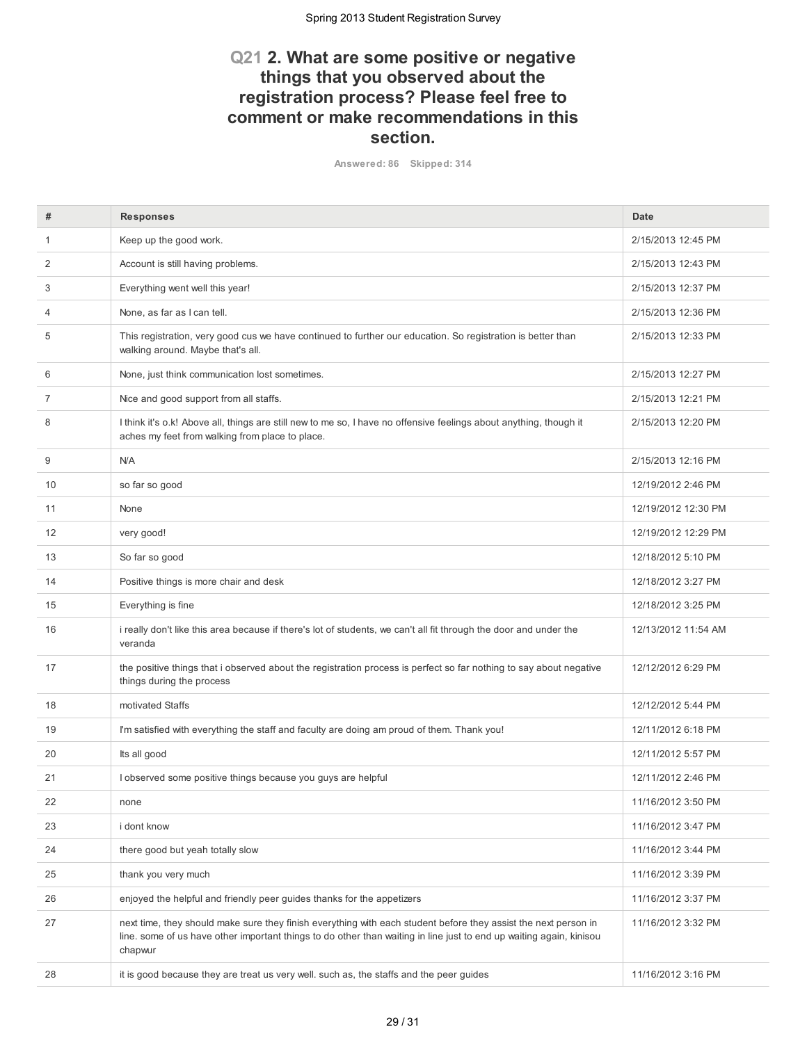## Q21 2. What are some positive or negative things that you observed about the registration process? Please feel free to comment or make recommendations in this section.

Answered: 86 Skipped: 314

| # | Responses | Date |
|---|---|---|
| 1 | Keep up the good work. | 2/15/2013 12:45 PM |
| 2 | Account is still having problems. | 2/15/2013 12:43 PM |
| 3 | Everything went well this year! | 2/15/2013 12:37 PM |
| 4 | None, as far as I can tell. | 2/15/2013 12:36 PM |
| 5 | This registration, very good cus we have continued to further our education. So registration is better than walking around. Maybe that's all. | 2/15/2013 12:33 PM |
| 6 | None, just think communication lost sometimes. | 2/15/2013 12:27 PM |
| 7 | Nice and good support from all staffs. | 2/15/2013 12:21 PM |
| 8 | I think it's o.k! Above all, things are still new to me so, I have no offensive feelings about anything, though it aches my feet from walking from place to place. | 2/15/2013 12:20 PM |
| 9 | N/A | 2/15/2013 12:16 PM |
| 10 | so far so good | 12/19/2012 2:46 PM |
| 11 | None | 12/19/2012 12:30 PM |
| 12 | very good! | 12/19/2012 12:29 PM |
| 13 | So far so good | 12/18/2012 5:10 PM |
| 14 | Positive things is more chair and desk | 12/18/2012 3:27 PM |
| 15 | Everything is fine | 12/18/2012 3:25 PM |
| 16 | i really don't like this area because if there's lot of students, we can't all fit through the door and under the veranda | 12/13/2012 11:54 AM |
| 17 | the positive things that i observed about the registration process is perfect so far nothing to say about negative things during the process | 12/12/2012 6:29 PM |
| 18 | motivated Staffs | 12/12/2012 5:44 PM |
| 19 | I'm satisfied with everything the staff and faculty are doing am proud of them. Thank you! | 12/11/2012 6:18 PM |
| 20 | Its all good | 12/11/2012 5:57 PM |
| 21 | I observed some positive things because you guys are helpful | 12/11/2012 2:46 PM |
| 22 | none | 11/16/2012 3:50 PM |
| 23 | i dont know | 11/16/2012 3:47 PM |
| 24 | there good but yeah totally slow | 11/16/2012 3:44 PM |
| 25 | thank you very much | 11/16/2012 3:39 PM |
| 26 | enjoyed the helpful and friendly peer guides thanks for the appetizers | 11/16/2012 3:37 PM |
| 27 | next time, they should make sure they finish everything with each student before they assist the next person in line. some of us have other important things to do other than waiting in line just to end up waiting again, kinisou chapwur | 11/16/2012 3:32 PM |
| 28 | it is good because they are treat us very well. such as, the staffs and the peer guides | 11/16/2012 3:16 PM |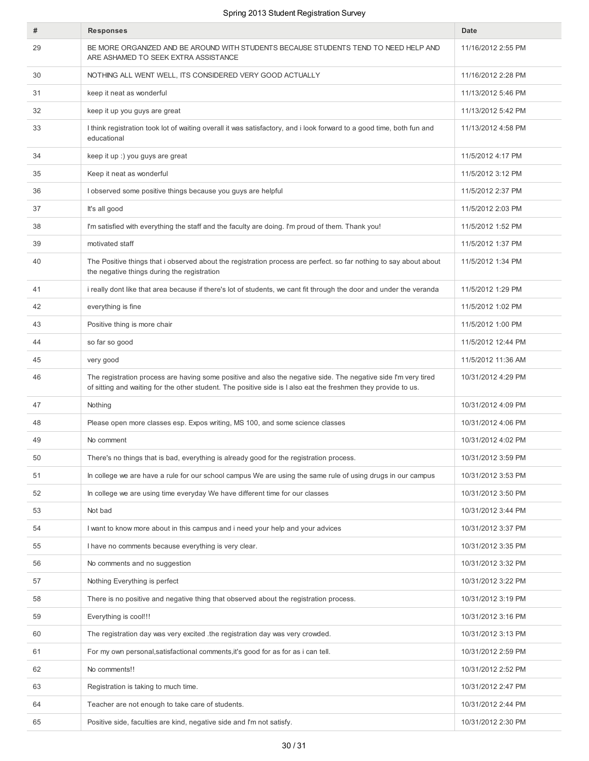| # | Responses | Date |
|---|---|---|
| 29 | BE MORE ORGANIZED AND BE AROUND WITH STUDENTS BECAUSE STUDENTS TEND TO NEED HELP AND ARE ASHAMED TO SEEK EXTRA ASSISTANCE | 11/16/2012 2:55 PM |
| 30 | NOTHING ALL WENT WELL, ITS CONSIDERED VERY GOOD ACTUALLY | 11/16/2012 2:28 PM |
| 31 | keep it neat as wonderful | 11/13/2012 5:46 PM |
| 32 | keep it up you guys are great | 11/13/2012 5:42 PM |
| 33 | I think registration took lot of waiting overall it was satisfactory, and i look forward to a good time, both fun and educational | 11/13/2012 4:58 PM |
| 34 | keep it up :) you guys are great | 11/5/2012 4:17 PM |
| 35 | Keep it neat as wonderful | 11/5/2012 3:12 PM |
| 36 | I observed some positive things because you guys are helpful | 11/5/2012 2:37 PM |
| 37 | It's all good | 11/5/2012 2:03 PM |
| 38 | I'm satisfied with everything the staff and the faculty are doing. I'm proud of them. Thank you! | 11/5/2012 1:52 PM |
| 39 | motivated staff | 11/5/2012 1:37 PM |
| 40 | The Positive things that i observed about the registration process are perfect. so far nothing to say about about the negative things during the registration | 11/5/2012 1:34 PM |
| 41 | i really dont like that area because if there's lot of students, we cant fit through the door and under the veranda | 11/5/2012 1:29 PM |
| 42 | everything is fine | 11/5/2012 1:02 PM |
| 43 | Positive thing is more chair | 11/5/2012 1:00 PM |
| 44 | so far so good | 11/5/2012 12:44 PM |
| 45 | very good | 11/5/2012 11:36 AM |
| 46 | The registration process are having some positive and also the negative side. The negative side I'm very tired of sitting and waiting for the other student. The positive side is I also eat the freshmen they provide to us. | 10/31/2012 4:29 PM |
| 47 | Nothing | 10/31/2012 4:09 PM |
| 48 | Please open more classes esp. Expos writing, MS 100, and some science classes | 10/31/2012 4:06 PM |
| 49 | No comment | 10/31/2012 4:02 PM |
| 50 | There's no things that is bad, everything is already good for the registration process. | 10/31/2012 3:59 PM |
| 51 | In college we are have a rule for our school campus We are using the same rule of using drugs in our campus | 10/31/2012 3:53 PM |
| 52 | In college we are using time everyday We have different time for our classes | 10/31/2012 3:50 PM |
| 53 | Not bad | 10/31/2012 3:44 PM |
| 54 | I want to know more about in this campus and i need your help and your advices | 10/31/2012 3:37 PM |
| 55 | I have no comments because everything is very clear. | 10/31/2012 3:35 PM |
| 56 | No comments and no suggestion | 10/31/2012 3:32 PM |
| 57 | Nothing Everything is perfect | 10/31/2012 3:22 PM |
| 58 | There is no positive and negative thing that observed about the registration process. | 10/31/2012 3:19 PM |
| 59 | Everything is cool!!! | 10/31/2012 3:16 PM |
| 60 | The registration day was very excited .the registration day was very crowded. | 10/31/2012 3:13 PM |
| 61 | For my own personal,satisfactional comments,it's good for as for as i can tell. | 10/31/2012 2:59 PM |
| 62 | No comments!! | 10/31/2012 2:52 PM |
| 63 | Registration is taking to much time. | 10/31/2012 2:47 PM |
| 64 | Teacher are not enough to take care of students. | 10/31/2012 2:44 PM |
| 65 | Positive side, faculties are kind, negative side and I'm not satisfy. | 10/31/2012 2:30 PM |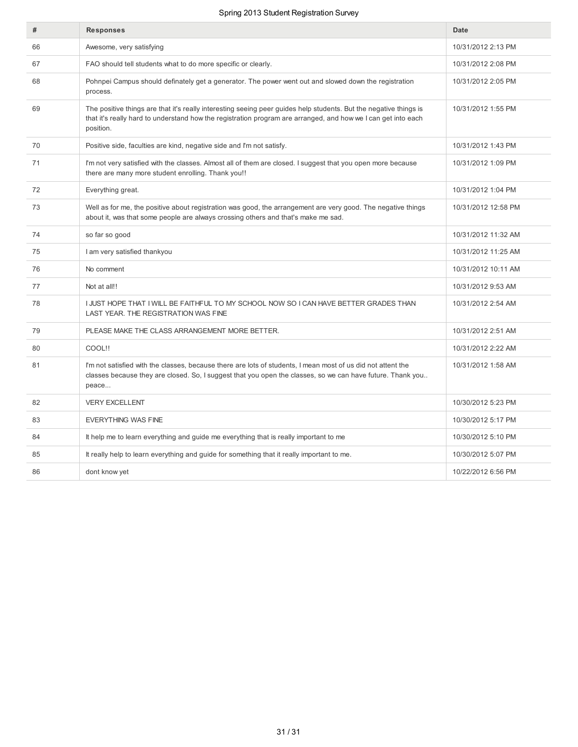| # | Responses | Date |
|---|---|---|
| 66 | Awesome, very satisfying | 10/31/2012 2:13 PM |
| 67 | FAO should tell students what to do more specific or clearly. | 10/31/2012 2:08 PM |
| 68 | Pohnpei Campus should definately get a generator. The power went out and slowed down the registration process. | 10/31/2012 2:05 PM |
| 69 | The positive things are that it's really interesting seeing peer guides help students. But the negative things is that it's really hard to understand how the registration program are arranged, and how we I can get into each position. | 10/31/2012 1:55 PM |
| 70 | Positive side, faculties are kind, negative side and I'm not satisfy. | 10/31/2012 1:43 PM |
| 71 | I'm not very satisfied with the classes. Almost all of them are closed. I suggest that you open more because there are many more student enrolling. Thank you!! | 10/31/2012 1:09 PM |
| 72 | Everything great. | 10/31/2012 1:04 PM |
| 73 | Well as for me, the positive about registration was good, the arrangement are very good. The negative things about it, was that some people are always crossing others and that's make me sad. | 10/31/2012 12:58 PM |
| 74 | so far so good | 10/31/2012 11:32 AM |
| 75 | I am very satisfied thankyou | 10/31/2012 11:25 AM |
| 76 | No comment | 10/31/2012 10:11 AM |
| 77 | Not at all!! | 10/31/2012 9:53 AM |
| 78 | I JUST HOPE THAT I WILL BE FAITHFUL TO MY SCHOOL NOW SO I CAN HAVE BETTER GRADES THAN LAST YEAR. THE REGISTRATION WAS FINE | 10/31/2012 2:54 AM |
| 79 | PLEASE MAKE THE CLASS ARRANGEMENT MORE BETTER. | 10/31/2012 2:51 AM |
| 80 | COOL!! | 10/31/2012 2:22 AM |
| 81 | I'm not satisfied with the classes, because there are lots of students, I mean most of us did not attent the classes because they are closed. So, I suggest that you open the classes, so we can have future. Thank you.. peace... | 10/31/2012 1:58 AM |
| 82 | VERY EXCELLENT | 10/30/2012 5:23 PM |
| 83 | EVERYTHING WAS FINE | 10/30/2012 5:17 PM |
| 84 | It help me to learn everything and guide me everything that is really important to me | 10/30/2012 5:10 PM |
| 85 | It really help to learn everything and guide for something that it really important to me. | 10/30/2012 5:07 PM |
| 86 | dont know yet | 10/22/2012 6:56 PM |